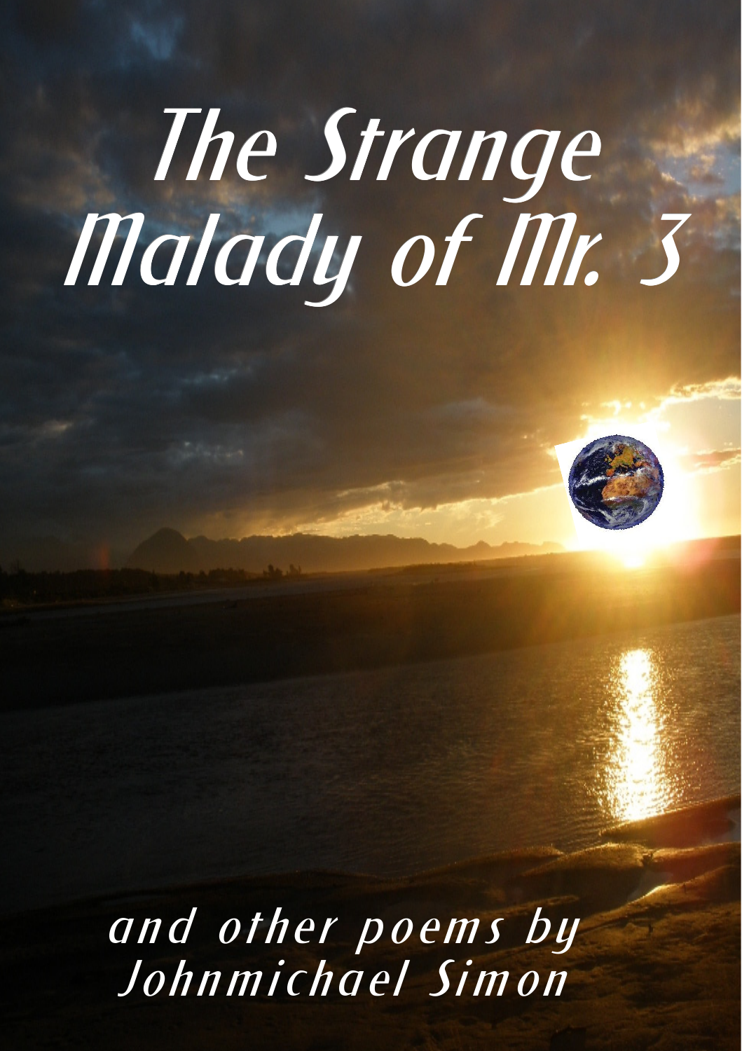# The Strange Malady of Mr. 3

*and other poems by Johnmichael Simon*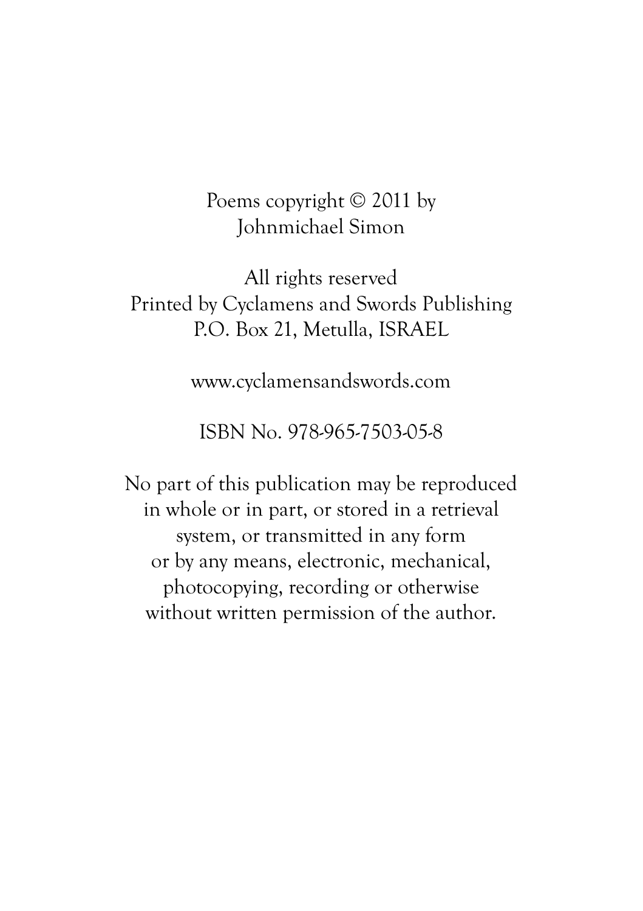Poems copyright © 2011 by
Johnmichael Simon

All rights reserved
Printed by Cyclamens and Swords Publishing
P.O. Box 21, Metulla, ISRAEL

www.cyclamensandswords.com

ISBN No. 978-965-7503-05-8

No part of this publication may be reproduced
in whole or in part, or stored in a retrieval
system, or transmitted in any form
or by any means, electronic, mechanical,
photocopying, recording or otherwise
without written permission of the author.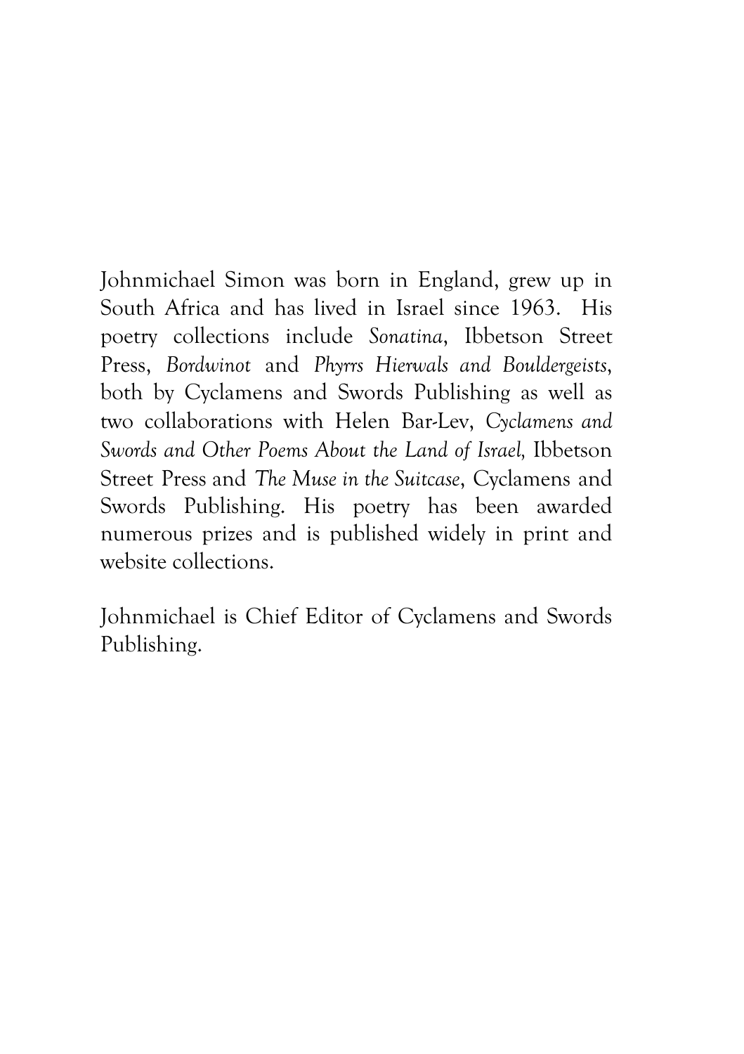Johnmichael Simon was born in England, grew up in South Africa and has lived in Israel since 1963. His poetry collections include *Sonatina*, Ibbetson Street Press, *Bordwinot* and *Phyrrs Hierwals and Bouldergeists*, both by Cyclamens and Swords Publishing as well as two collaborations with Helen Bar-Lev, *Cyclamens and Swords and Other Poems About the Land of Israel,* Ibbetson Street Press and *The Muse in the Suitcase*, Cyclamens and Swords Publishing. His poetry has been awarded numerous prizes and is published widely in print and website collections.

Johnmichael is Chief Editor of Cyclamens and Swords Publishing.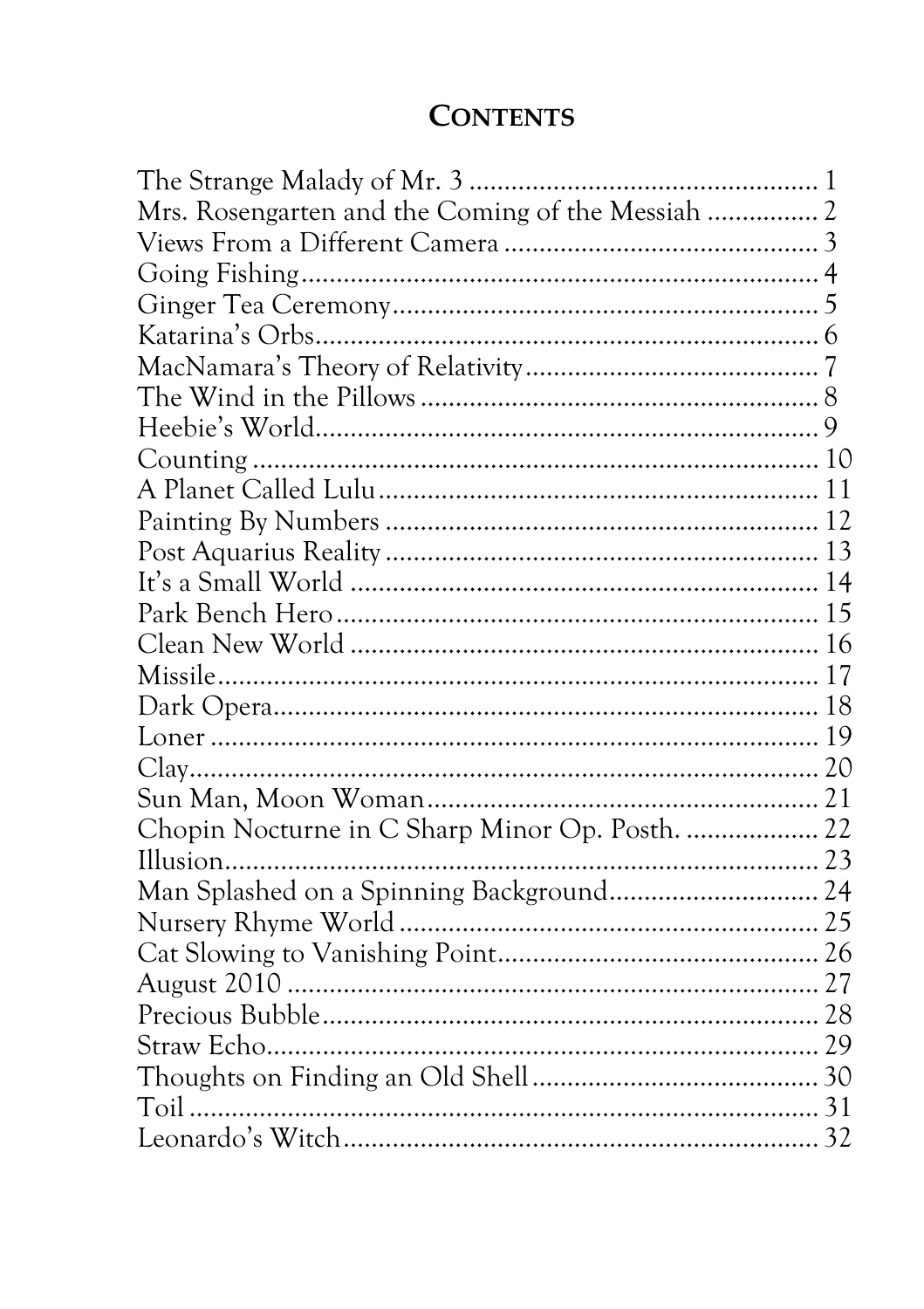# CONTENTS

The Strange Malady of Mr. 3 .................................................. 1
Mrs. Rosengarten and the Coming of the Messiah ................ 2
Views From a Different Camera ............................................. 3
Going Fishing.......................................................................... 4
Ginger Tea Ceremony............................................................. 5
Katarina's Orbs........................................................................ 6
MacNamara's Theory of Relativity.......................................... 7
The Wind in the Pillows ......................................................... 8
Heebie's World........................................................................ 9
Counting ................................................................................. 10
A Planet Called Lulu ............................................................... 11
Painting By Numbers .............................................................. 12
Post Aquarius Reality .............................................................. 13
It's a Small World ................................................................... 14
Park Bench Hero ..................................................................... 15
Clean New World ................................................................... 16
Missile...................................................................................... 17
Dark Opera.............................................................................. 18
Loner ....................................................................................... 19
Clay.......................................................................................... 20
Sun Man, Moon Woman......................................................... 21
Chopin Nocturne in C Sharp Minor Op. Posth. ................... 22
Illusion..................................................................................... 23
Man Splashed on a Spinning Background.............................. 24
Nursery Rhyme World ............................................................ 25
Cat Slowing to Vanishing Point.............................................. 26
August 2010 ............................................................................ 27
Precious Bubble....................................................................... 28
Straw Echo............................................................................... 29
Thoughts on Finding an Old Shell ......................................... 30
Toil .......................................................................................... 31
Leonardo's Witch.................................................................... 32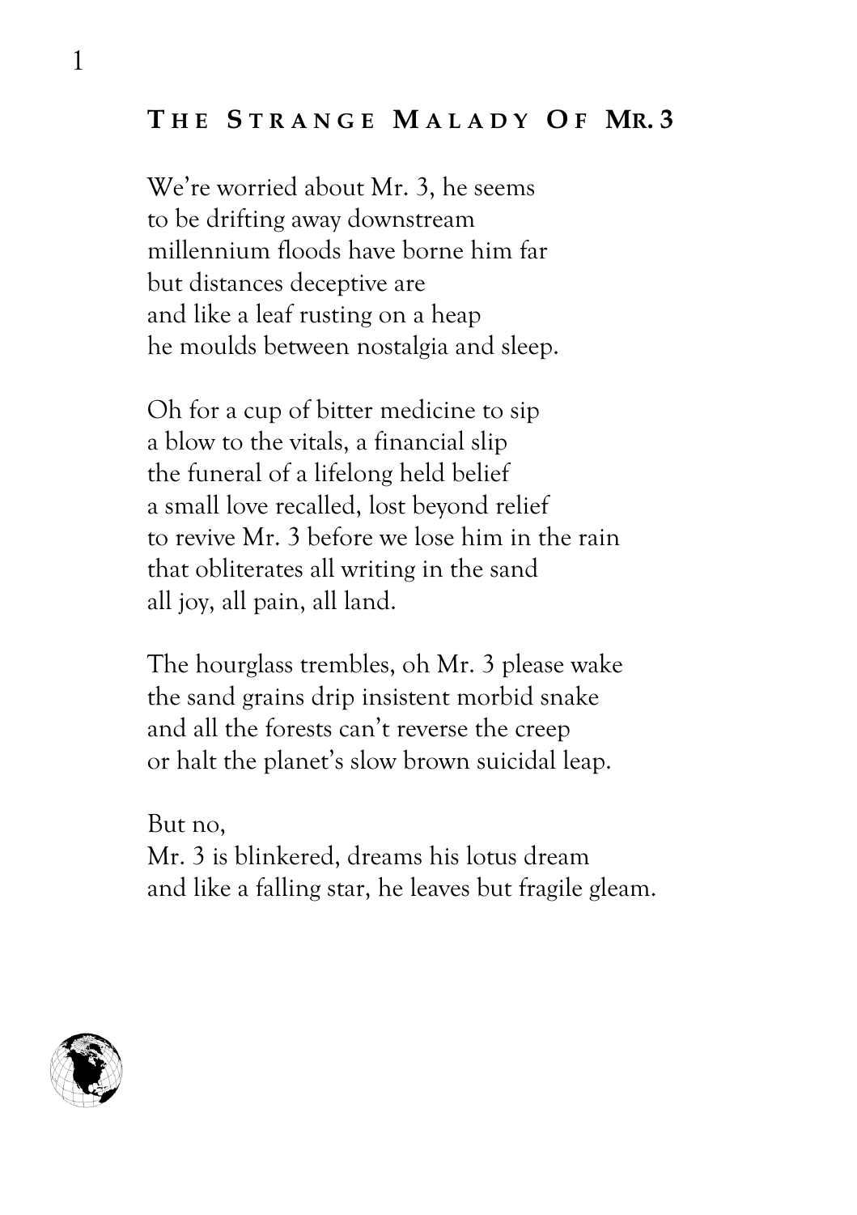## The Strange Malady Of Mr. 3

We're worried about Mr. 3, he seems  
to be drifting away downstream  
millennium floods have borne him far  
but distances deceptive are  
and like a leaf rusting on a heap  
he moulds between nostalgia and sleep.

Oh for a cup of bitter medicine to sip  
a blow to the vitals, a financial slip  
the funeral of a lifelong held belief  
a small love recalled, lost beyond relief  
to revive Mr. 3 before we lose him in the rain  
that obliterates all writing in the sand  
all joy, all pain, all land.

The hourglass trembles, oh Mr. 3 please wake  
the sand grains drip insistent morbid snake  
and all the forests can't reverse the creep  
or halt the planet's slow brown suicidal leap.

But no,  
Mr. 3 is blinkered, dreams his lotus dream  
and like a falling star, he leaves but fragile gleam.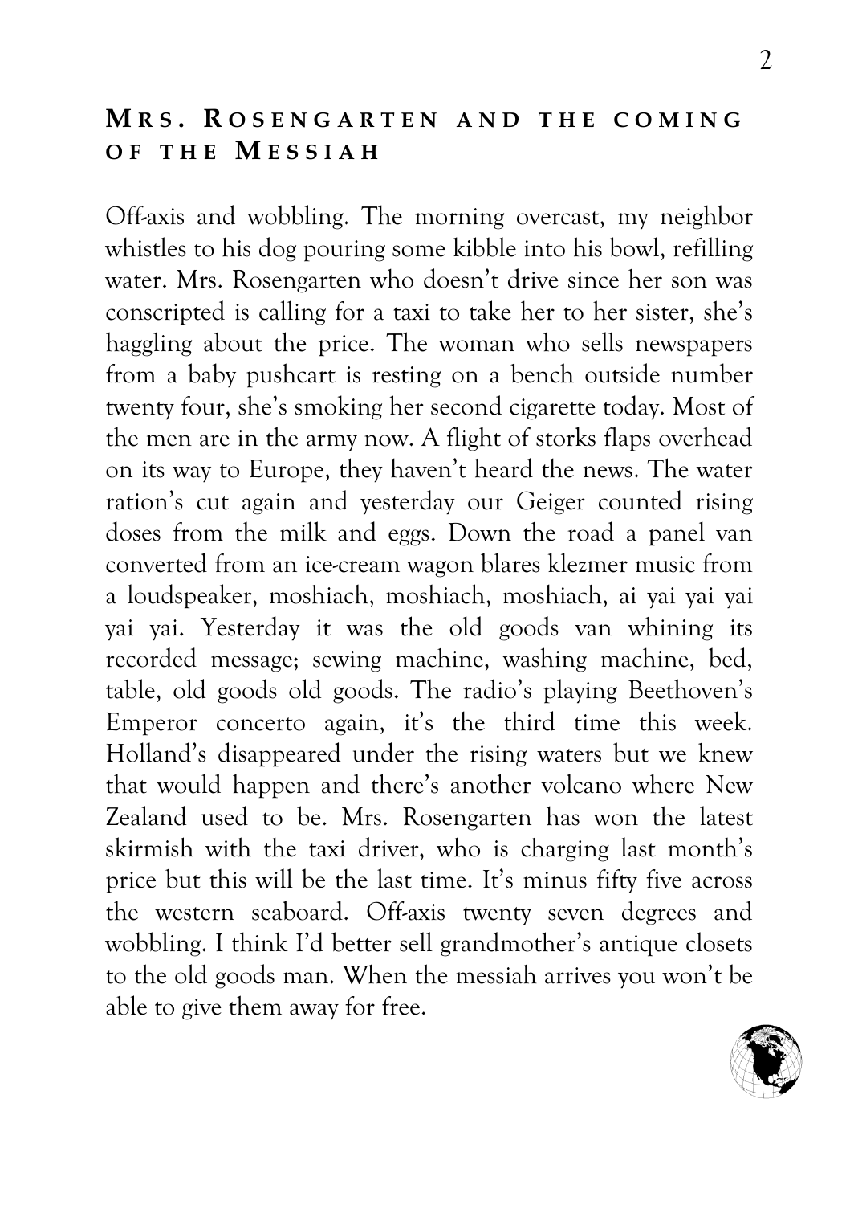## Mrs. Rosengarten and the coming of the Messiah

Off-axis and wobbling. The morning overcast, my neighbor whistles to his dog pouring some kibble into his bowl, refilling water. Mrs. Rosengarten who doesn't drive since her son was conscripted is calling for a taxi to take her to her sister, she's haggling about the price. The woman who sells newspapers from a baby pushcart is resting on a bench outside number twenty four, she's smoking her second cigarette today. Most of the men are in the army now. A flight of storks flaps overhead on its way to Europe, they haven't heard the news. The water ration's cut again and yesterday our Geiger counted rising doses from the milk and eggs. Down the road a panel van converted from an ice-cream wagon blares klezmer music from a loudspeaker, moshiach, moshiach, moshiach, ai yai yai yai yai yai. Yesterday it was the old goods van whining its recorded message; sewing machine, washing machine, bed, table, old goods old goods. The radio's playing Beethoven's Emperor concerto again, it's the third time this week. Holland's disappeared under the rising waters but we knew that would happen and there's another volcano where New Zealand used to be. Mrs. Rosengarten has won the latest skirmish with the taxi driver, who is charging last month's price but this will be the last time. It's minus fifty five across the western seaboard. Off-axis twenty seven degrees and wobbling. I think I'd better sell grandmother's antique closets to the old goods man. When the messiah arrives you won't be able to give them away for free.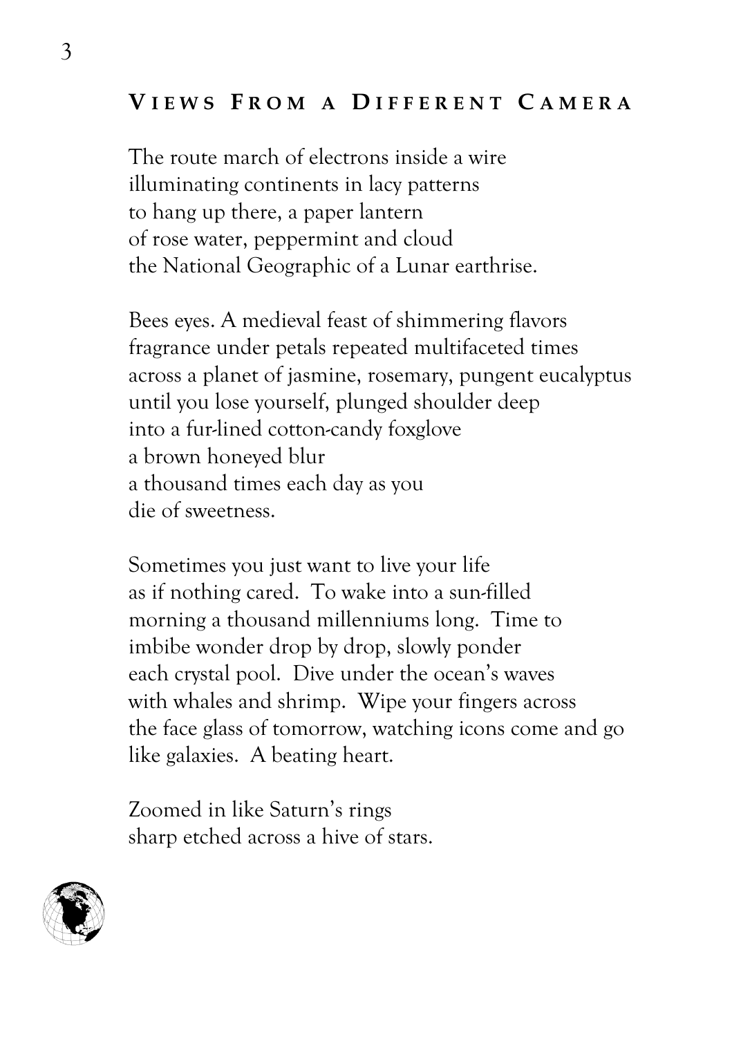## Views From a Different Camera

The route march of electrons inside a wire  
illuminating continents in lacy patterns  
to hang up there, a paper lantern  
of rose water, peppermint and cloud  
the National Geographic of a Lunar earthrise.

Bees eyes. A medieval feast of shimmering flavors  
fragrance under petals repeated multifaceted times  
across a planet of jasmine, rosemary, pungent eucalyptus  
until you lose yourself, plunged shoulder deep  
into a fur-lined cotton-candy foxglove  
a brown honeyed blur  
a thousand times each day as you  
die of sweetness.

Sometimes you just want to live your life  
as if nothing cared.  To wake into a sun-filled  
morning a thousand millenniums long.  Time to  
imbibe wonder drop by drop, slowly ponder  
each crystal pool.  Dive under the ocean's waves  
with whales and shrimp.  Wipe your fingers across  
the face glass of tomorrow, watching icons come and go  
like galaxies.  A beating heart.

Zoomed in like Saturn's rings  
sharp etched across a hive of stars.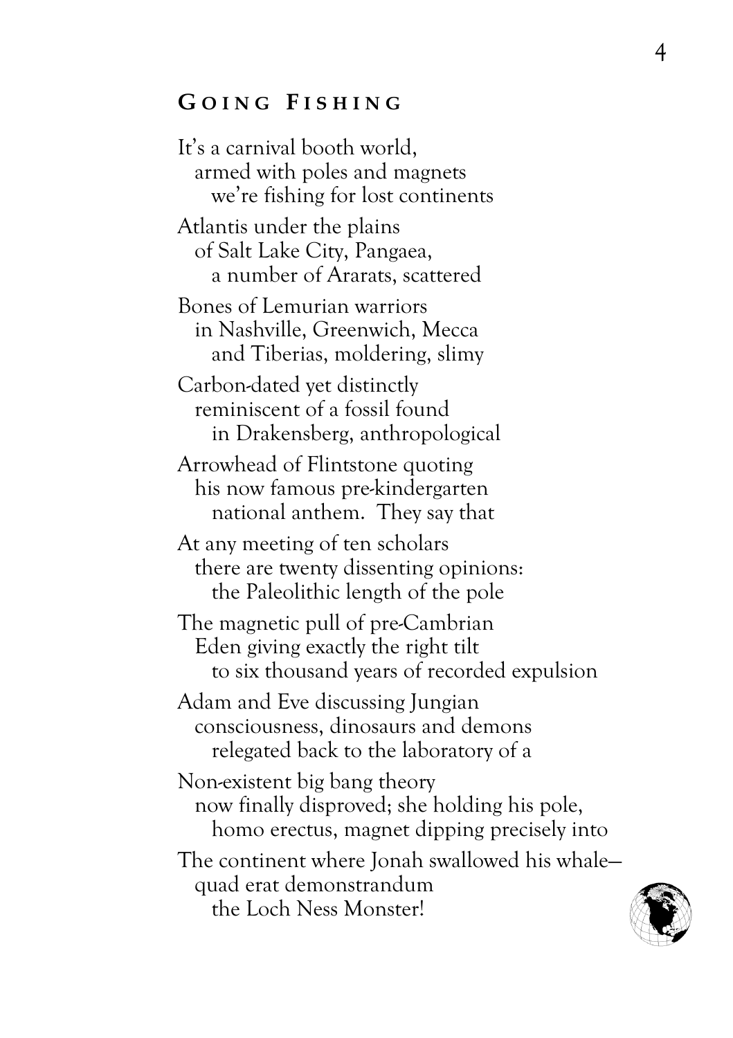## Going Fishing

It's a carnival booth world,  
armed with poles and magnets  
we're fishing for lost continents

Atlantis under the plains  
of Salt Lake City, Pangaea,  
a number of Ararats, scattered

Bones of Lemurian warriors  
in Nashville, Greenwich, Mecca  
and Tiberias, moldering, slimy

Carbon-dated yet distinctly  
reminiscent of a fossil found  
in Drakensberg, anthropological

Arrowhead of Flintstone quoting  
his now famous pre-kindergarten  
national anthem. They say that

At any meeting of ten scholars  
there are twenty dissenting opinions:  
the Paleolithic length of the pole

The magnetic pull of pre-Cambrian  
Eden giving exactly the right tilt  
to six thousand years of recorded expulsion

Adam and Eve discussing Jungian  
consciousness, dinosaurs and demons  
relegated back to the laboratory of a

Non-existent big bang theory  
now finally disproved; she holding his pole,  
homo erectus, magnet dipping precisely into

The continent where Jonah swallowed his whale—  
quad erat demonstrandum  
the Loch Ness Monster!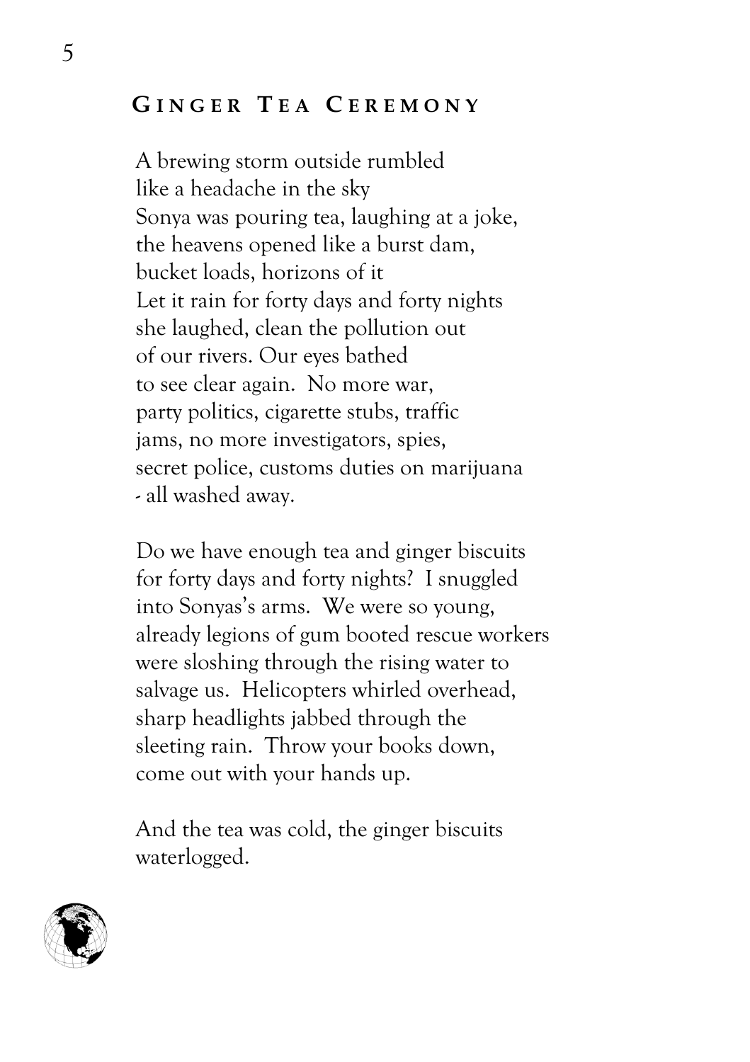## Ginger Tea Ceremony

A brewing storm outside rumbled  
like a headache in the sky  
Sonya was pouring tea, laughing at a joke,  
the heavens opened like a burst dam,  
bucket loads, horizons of it  
Let it rain for forty days and forty nights  
she laughed, clean the pollution out  
of our rivers. Our eyes bathed  
to see clear again. No more war,  
party politics, cigarette stubs, traffic  
jams, no more investigators, spies,  
secret police, customs duties on marijuana  
- all washed away.

Do we have enough tea and ginger biscuits  
for forty days and forty nights? I snuggled  
into Sonyas's arms. We were so young,  
already legions of gum booted rescue workers  
were sloshing through the rising water to  
salvage us. Helicopters whirled overhead,  
sharp headlights jabbed through the  
sleeting rain. Throw your books down,  
come out with your hands up.

And the tea was cold, the ginger biscuits  
waterlogged.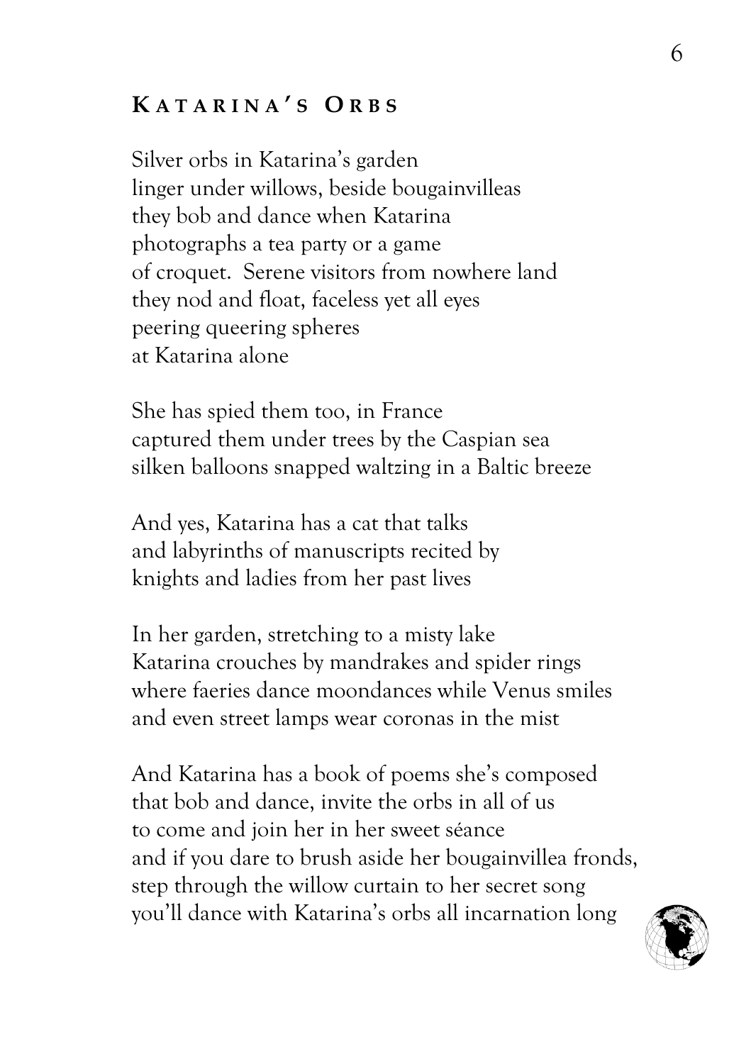## Katarina's Orbs

Silver orbs in Katarina's garden  
linger under willows, beside bougainvilleas  
they bob and dance when Katarina  
photographs a tea party or a game  
of croquet.  Serene visitors from nowhere land  
they nod and float, faceless yet all eyes  
peering queering spheres  
at Katarina alone

She has spied them too, in France  
captured them under trees by the Caspian sea  
silken balloons snapped waltzing in a Baltic breeze

And yes, Katarina has a cat that talks  
and labyrinths of manuscripts recited by  
knights and ladies from her past lives

In her garden, stretching to a misty lake  
Katarina crouches by mandrakes and spider rings  
where faeries dance moondances while Venus smiles  
and even street lamps wear coronas in the mist

And Katarina has a book of poems she's composed  
that bob and dance, invite the orbs in all of us  
to come and join her in her sweet séance  
and if you dare to brush aside her bougainvillea fronds,  
step through the willow curtain to her secret song  
you'll dance with Katarina's orbs all incarnation long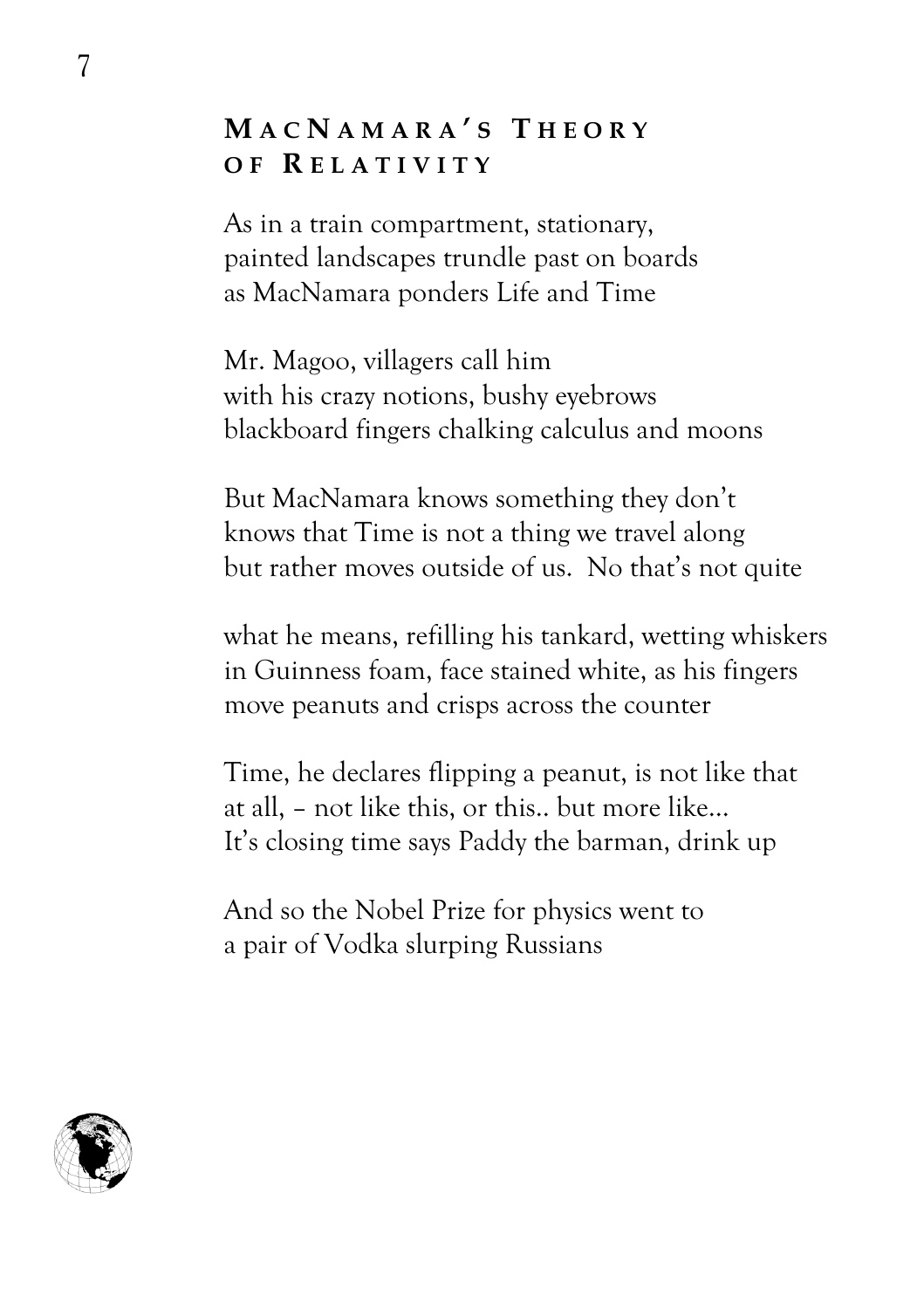## MacNamara's Theory of Relativity

As in a train compartment, stationary,
painted landscapes trundle past on boards
as MacNamara ponders Life and Time

Mr. Magoo, villagers call him
with his crazy notions, bushy eyebrows
blackboard fingers chalking calculus and moons

But MacNamara knows something they don't
knows that Time is not a thing we travel along
but rather moves outside of us. No that's not quite

what he means, refilling his tankard, wetting whiskers
in Guinness foam, face stained white, as his fingers
move peanuts and crisps across the counter

Time, he declares flipping a peanut, is not like that
at all, – not like this, or this.. but more like...
It's closing time says Paddy the barman, drink up

And so the Nobel Prize for physics went to
a pair of Vodka slurping Russians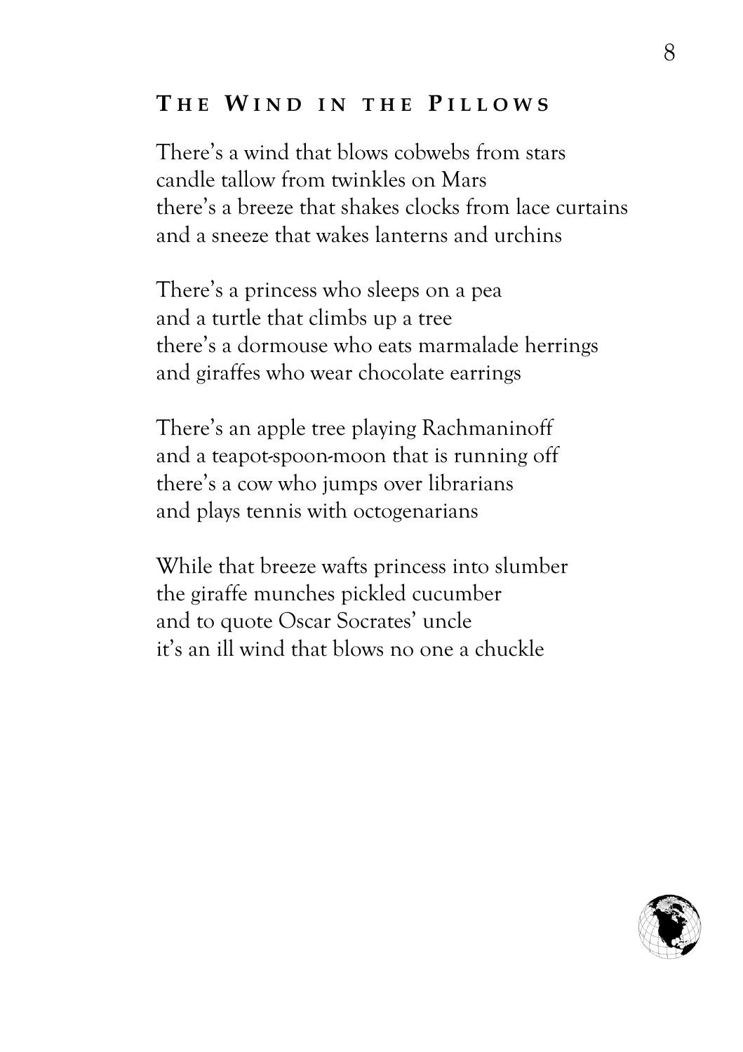## The Wind in the Pillows

There's a wind that blows cobwebs from stars  
candle tallow from twinkles on Mars  
there's a breeze that shakes clocks from lace curtains  
and a sneeze that wakes lanterns and urchins

There's a princess who sleeps on a pea  
and a turtle that climbs up a tree  
there's a dormouse who eats marmalade herrings  
and giraffes who wear chocolate earrings

There's an apple tree playing Rachmaninoff  
and a teapot-spoon-moon that is running off  
there's a cow who jumps over librarians  
and plays tennis with octogenarians

While that breeze wafts princess into slumber  
the giraffe munches pickled cucumber  
and to quote Oscar Socrates' uncle  
it's an ill wind that blows no one a chuckle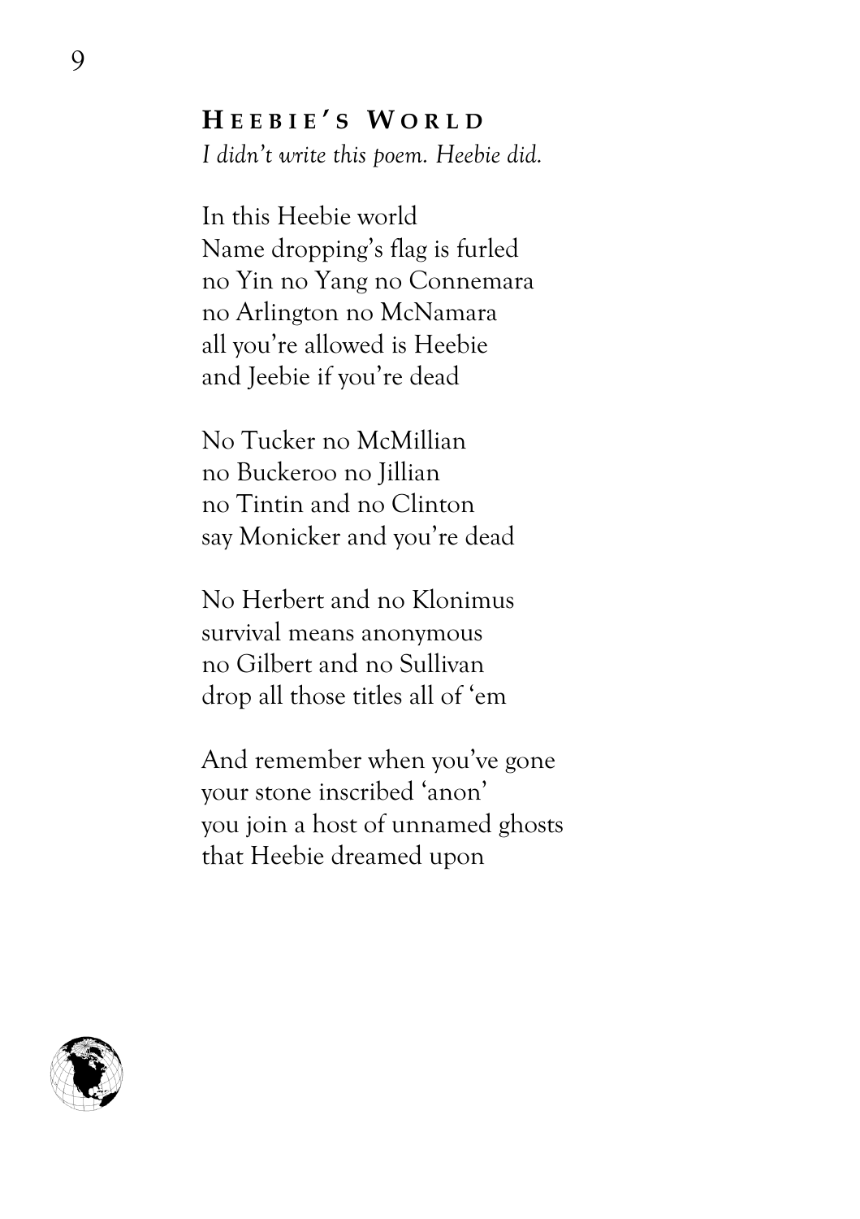## Heebie's World

*I didn't write this poem. Heebie did.*

In this Heebie world  
Name dropping's flag is furled  
no Yin no Yang no Connemara  
no Arlington no McNamara  
all you're allowed is Heebie  
and Jeebie if you're dead

No Tucker no McMillian  
no Buckeroo no Jillian  
no Tintin and no Clinton  
say Monicker and you're dead

No Herbert and no Klonimus  
survival means anonymous  
no Gilbert and no Sullivan  
drop all those titles all of 'em

And remember when you've gone  
your stone inscribed 'anon'  
you join a host of unnamed ghosts  
that Heebie dreamed upon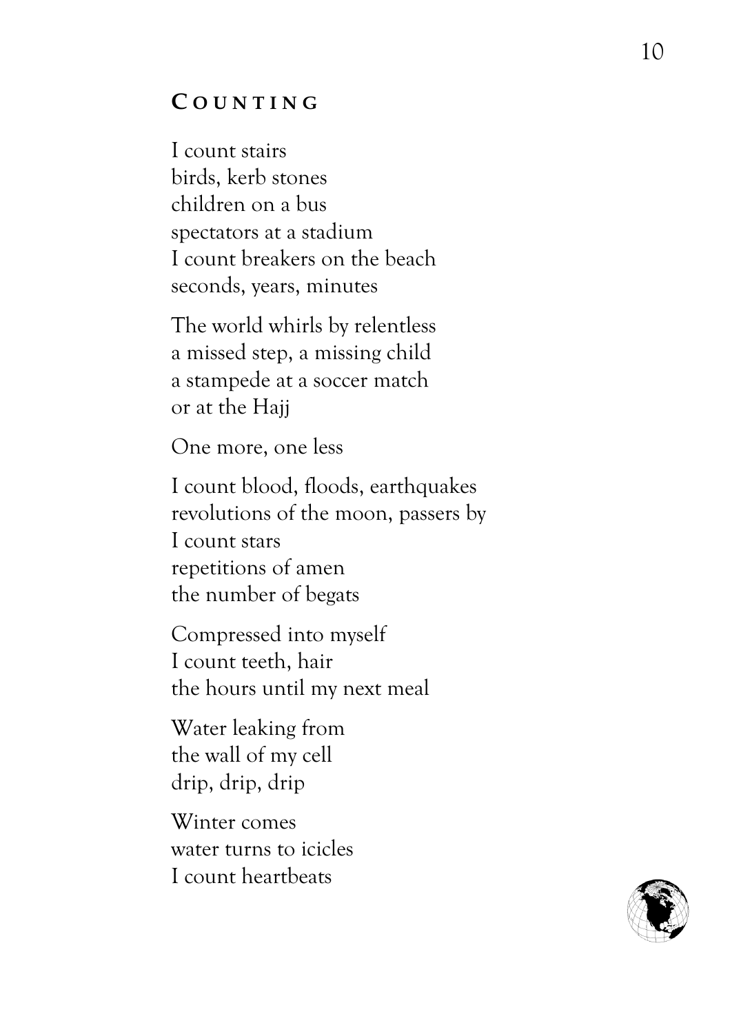## Counting

I count stairs  
birds, kerb stones  
children on a bus  
spectators at a stadium  
I count breakers on the beach  
seconds, years, minutes

The world whirls by relentless  
a missed step, a missing child  
a stampede at a soccer match  
or at the Hajj

One more, one less

I count blood, floods, earthquakes  
revolutions of the moon, passers by  
I count stars  
repetitions of amen  
the number of begats

Compressed into myself  
I count teeth, hair  
the hours until my next meal

Water leaking from  
the wall of my cell  
drip, drip, drip

Winter comes  
water turns to icicles  
I count heartbeats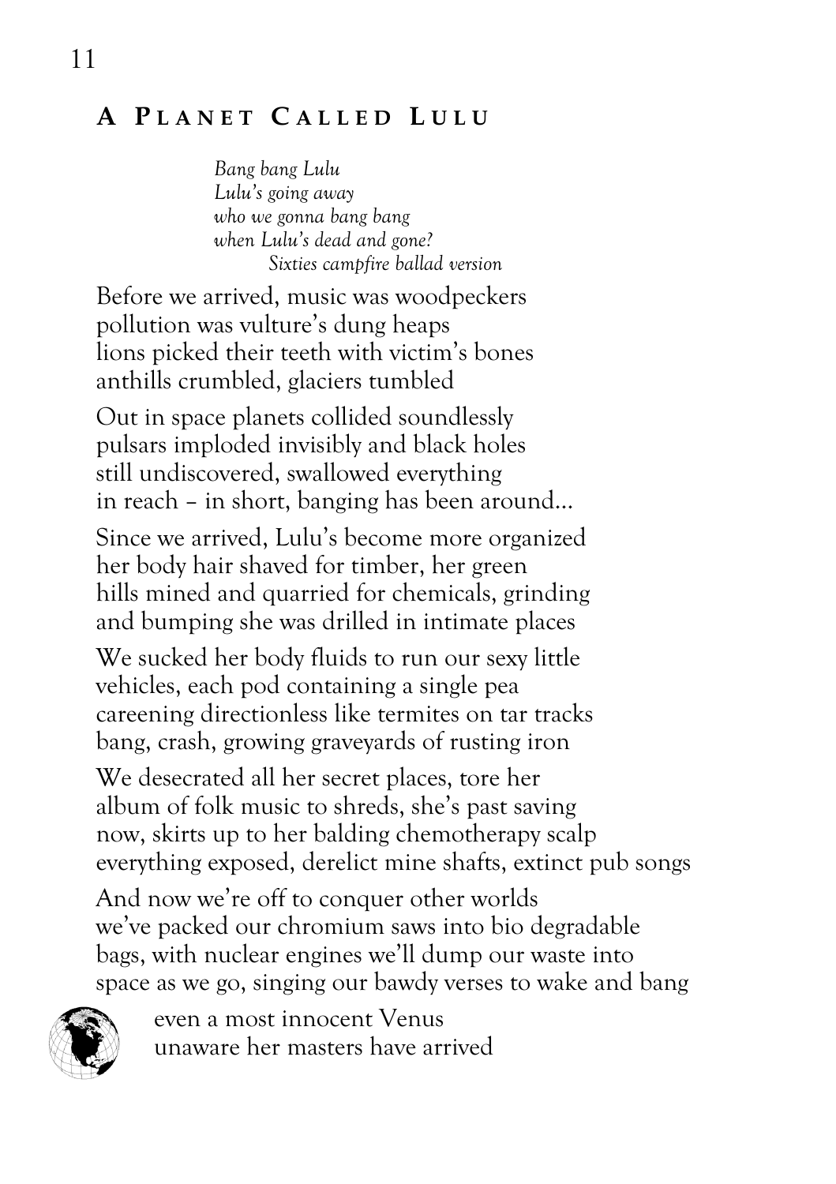## A Planet Called Lulu

*Bang bang Lulu*
*Lulu's going away*
*who we gonna bang bang*
*when Lulu's dead and gone?*
*Sixties campfire ballad version*

Before we arrived, music was woodpeckers
pollution was vulture's dung heaps
lions picked their teeth with victim's bones
anthills crumbled, glaciers tumbled

Out in space planets collided soundlessly
pulsars imploded invisibly and black holes
still undiscovered, swallowed everything
in reach – in short, banging has been around...

Since we arrived, Lulu's become more organized
her body hair shaved for timber, her green
hills mined and quarried for chemicals, grinding
and bumping she was drilled in intimate places

We sucked her body fluids to run our sexy little
vehicles, each pod containing a single pea
careening directionless like termites on tar tracks
bang, crash, growing graveyards of rusting iron

We desecrated all her secret places, tore her
album of folk music to shreds, she's past saving
now, skirts up to her balding chemotherapy scalp
everything exposed, derelict mine shafts, extinct pub songs

And now we're off to conquer other worlds
we've packed our chromium saws into bio degradable
bags, with nuclear engines we'll dump our waste into
space as we go, singing our bawdy verses to wake and bang

even a most innocent Venus
unaware her masters have arrived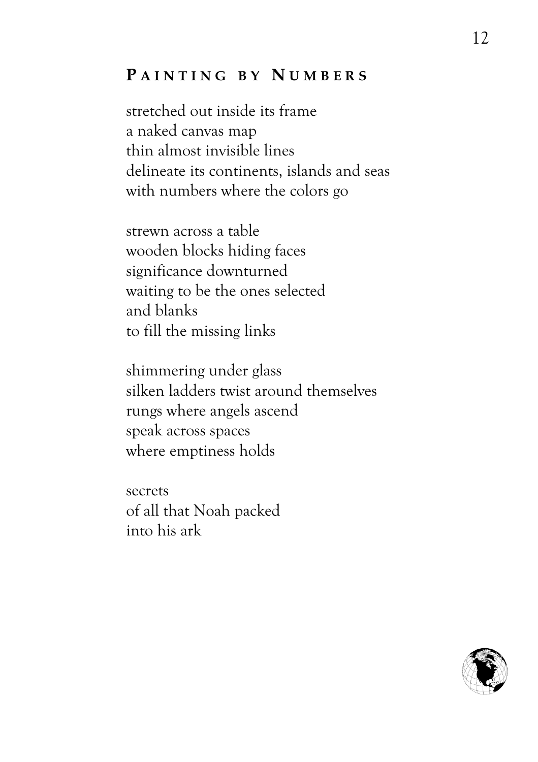## Painting by Numbers

stretched out inside its frame  
a naked canvas map  
thin almost invisible lines  
delineate its continents, islands and seas  
with numbers where the colors go

strewn across a table  
wooden blocks hiding faces  
significance downturned  
waiting to be the ones selected  
and blanks  
to fill the missing links

shimmering under glass  
silken ladders twist around themselves  
rungs where angels ascend  
speak across spaces  
where emptiness holds

secrets  
of all that Noah packed  
into his ark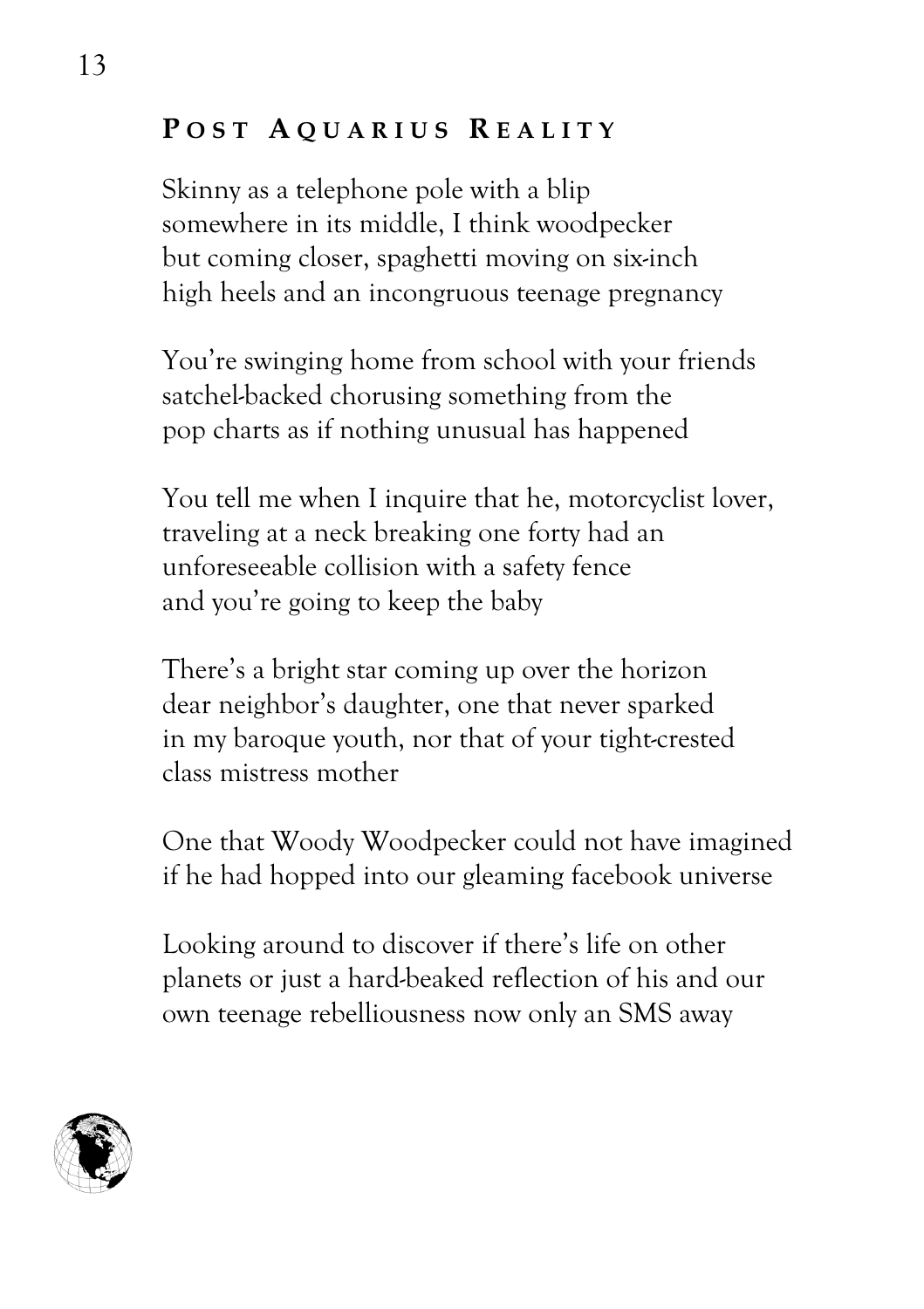## Post Aquarius Reality

Skinny as a telephone pole with a blip
somewhere in its middle, I think woodpecker
but coming closer, spaghetti moving on six-inch
high heels and an incongruous teenage pregnancy

You're swinging home from school with your friends
satchel-backed chorusing something from the
pop charts as if nothing unusual has happened

You tell me when I inquire that he, motorcyclist lover,
traveling at a neck breaking one forty had an
unforeseeable collision with a safety fence
and you're going to keep the baby

There's a bright star coming up over the horizon
dear neighbor's daughter, one that never sparked
in my baroque youth, nor that of your tight-crested
class mistress mother

One that Woody Woodpecker could not have imagined
if he had hopped into our gleaming facebook universe

Looking around to discover if there's life on other
planets or just a hard-beaked reflection of his and our
own teenage rebelliousness now only an SMS away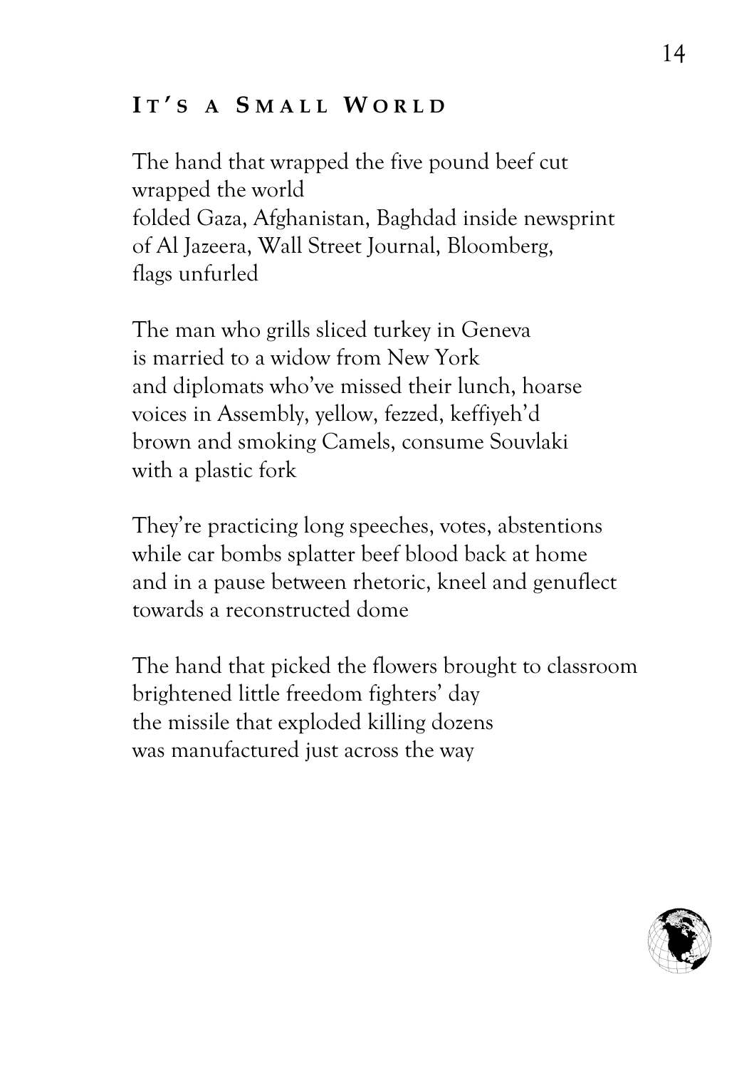## It's a Small World

The hand that wrapped the five pound beef cut
wrapped the world
folded Gaza, Afghanistan, Baghdad inside newsprint
of Al Jazeera, Wall Street Journal, Bloomberg,
flags unfurled

The man who grills sliced turkey in Geneva
is married to a widow from New York
and diplomats who've missed their lunch, hoarse
voices in Assembly, yellow, fezzed, keffiyeh'd
brown and smoking Camels, consume Souvlaki
with a plastic fork

They're practicing long speeches, votes, abstentions
while car bombs splatter beef blood back at home
and in a pause between rhetoric, kneel and genuflect
towards a reconstructed dome

The hand that picked the flowers brought to classroom
brightened little freedom fighters' day
the missile that exploded killing dozens
was manufactured just across the way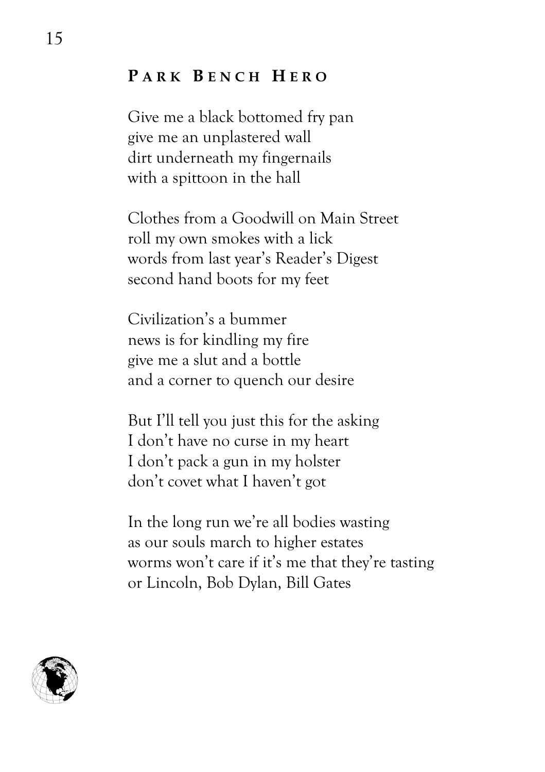## Park Bench Hero

Give me a black bottomed fry pan  
give me an unplastered wall  
dirt underneath my fingernails  
with a spittoon in the hall

Clothes from a Goodwill on Main Street  
roll my own smokes with a lick  
words from last year's Reader's Digest  
second hand boots for my feet

Civilization's a bummer  
news is for kindling my fire  
give me a slut and a bottle  
and a corner to quench our desire

But I'll tell you just this for the asking  
I don't have no curse in my heart  
I don't pack a gun in my holster  
don't covet what I haven't got

In the long run we're all bodies wasting  
as our souls march to higher estates  
worms won't care if it's me that they're tasting  
or Lincoln, Bob Dylan, Bill Gates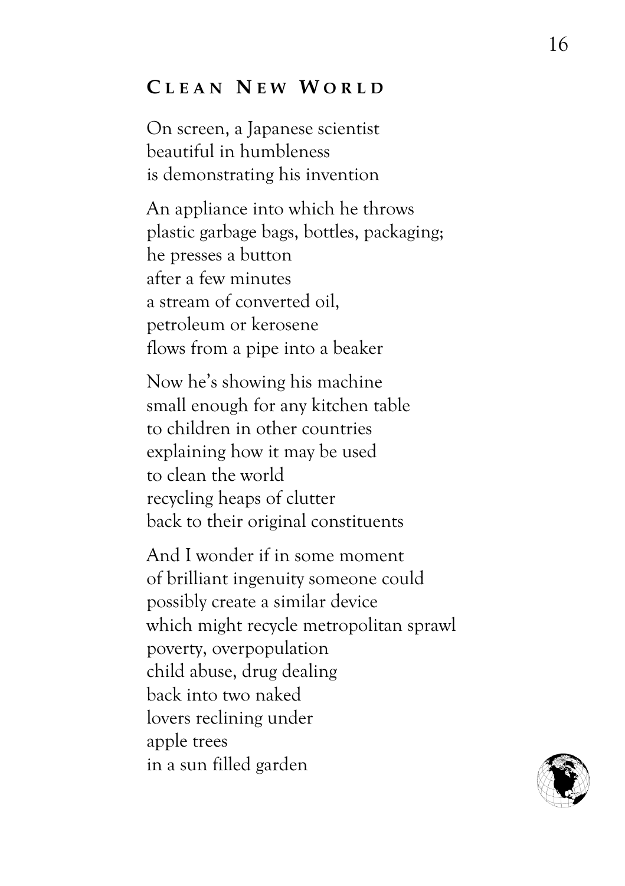## Clean New World

On screen, a Japanese scientist  
beautiful in humbleness  
is demonstrating his invention

An appliance into which he throws  
plastic garbage bags, bottles, packaging;  
he presses a button  
after a few minutes  
a stream of converted oil,  
petroleum or kerosene  
flows from a pipe into a beaker

Now he's showing his machine  
small enough for any kitchen table  
to children in other countries  
explaining how it may be used  
to clean the world  
recycling heaps of clutter  
back to their original constituents

And I wonder if in some moment  
of brilliant ingenuity someone could  
possibly create a similar device  
which might recycle metropolitan sprawl  
poverty, overpopulation  
child abuse, drug dealing  
back into two naked  
lovers reclining under  
apple trees  
in a sun filled garden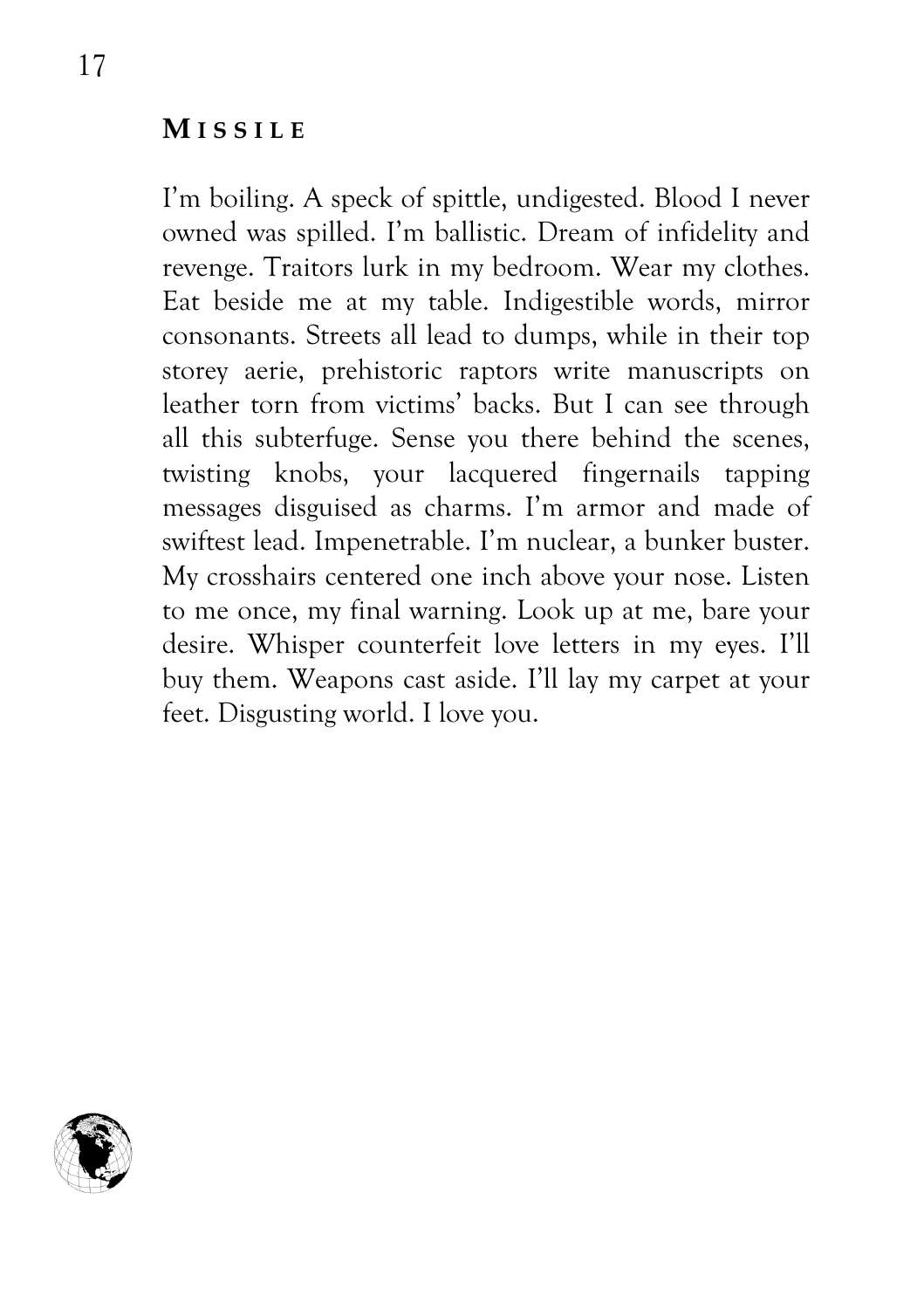## MISSILE

I'm boiling. A speck of spittle, undigested. Blood I never owned was spilled. I'm ballistic. Dream of infidelity and revenge. Traitors lurk in my bedroom. Wear my clothes. Eat beside me at my table. Indigestible words, mirror consonants. Streets all lead to dumps, while in their top storey aerie, prehistoric raptors write manuscripts on leather torn from victims' backs. But I can see through all this subterfuge. Sense you there behind the scenes, twisting knobs, your lacquered fingernails tapping messages disguised as charms. I'm armor and made of swiftest lead. Impenetrable. I'm nuclear, a bunker buster. My crosshairs centered one inch above your nose. Listen to me once, my final warning. Look up at me, bare your desire. Whisper counterfeit love letters in my eyes. I'll buy them. Weapons cast aside. I'll lay my carpet at your feet. Disgusting world. I love you.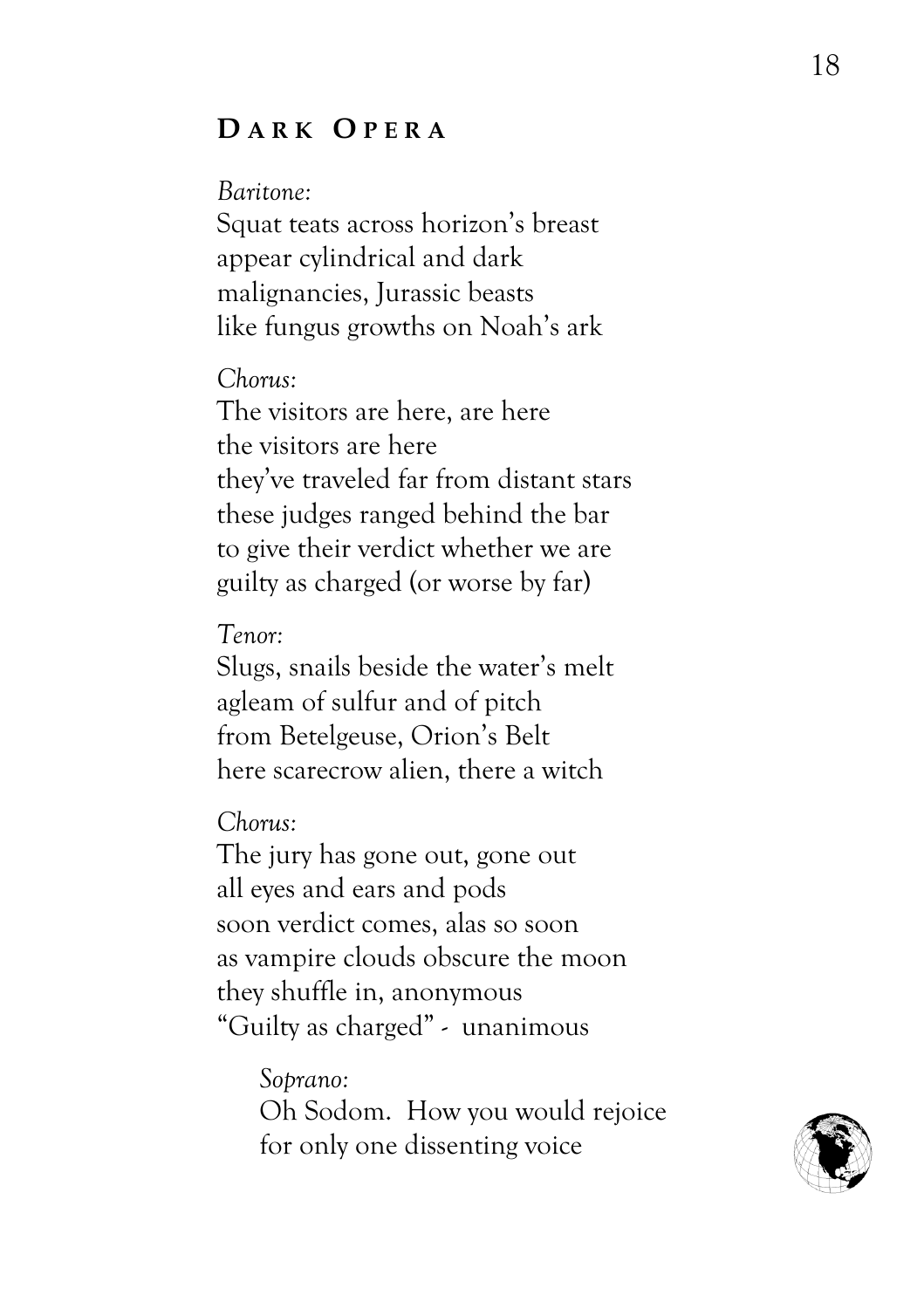## Dark Opera

*Baritone:*
Squat teats across horizon's breast
appear cylindrical and dark
malignancies, Jurassic beasts
like fungus growths on Noah's ark

*Chorus:*
The visitors are here, are here
the visitors are here
they've traveled far from distant stars
these judges ranged behind the bar
to give their verdict whether we are
guilty as charged (or worse by far)

*Tenor:*
Slugs, snails beside the water's melt
agleam of sulfur and of pitch
from Betelgeuse, Orion's Belt
here scarecrow alien, there a witch

*Chorus:*
The jury has gone out, gone out
all eyes and ears and pods
soon verdict comes, alas so soon
as vampire clouds obscure the moon
they shuffle in, anonymous
"Guilty as charged" - unanimous

> *Soprano:*
> Oh Sodom. How you would rejoice
> for only one dissenting voice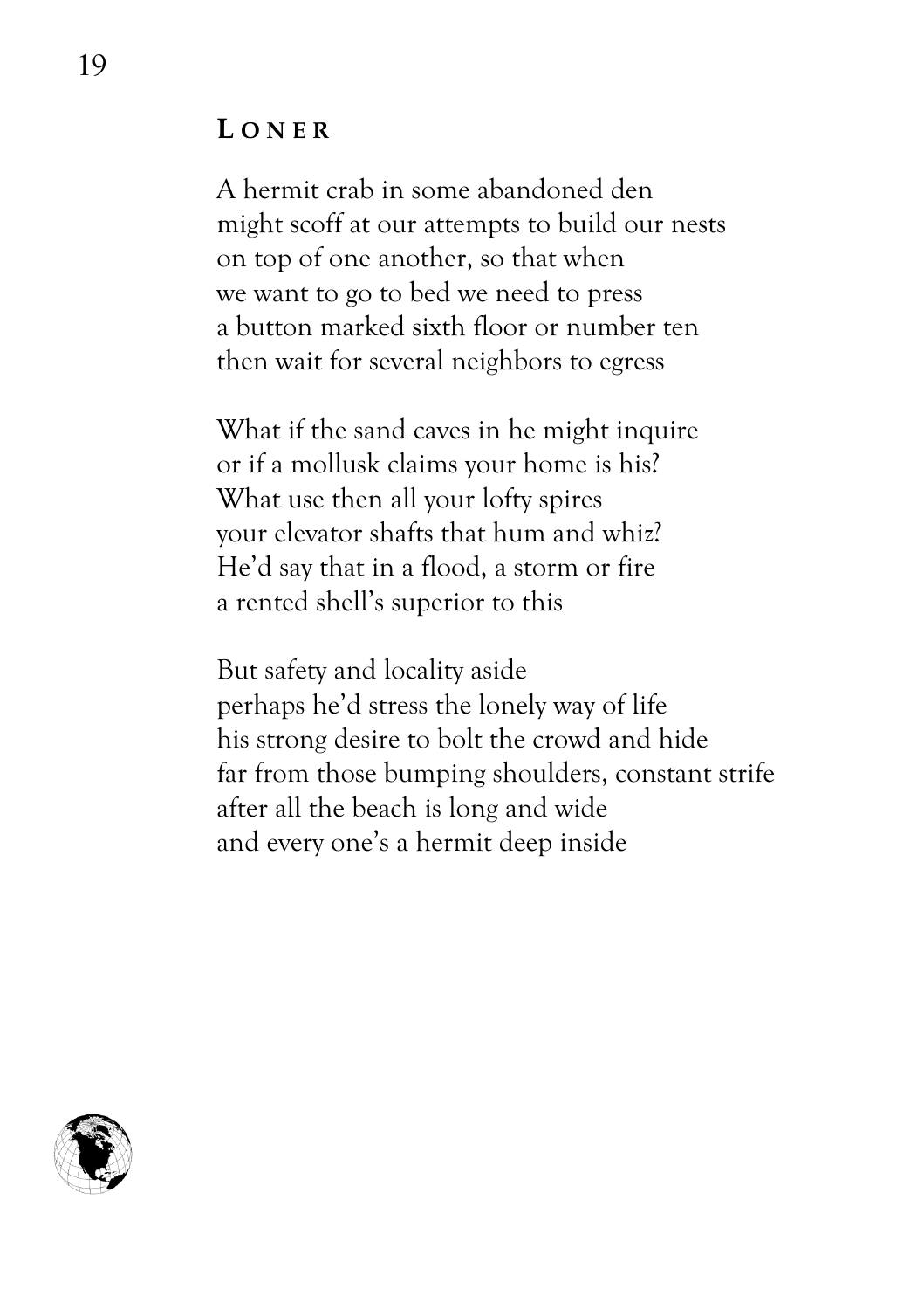## LONER

A hermit crab in some abandoned den  
might scoff at our attempts to build our nests  
on top of one another, so that when  
we want to go to bed we need to press  
a button marked sixth floor or number ten  
then wait for several neighbors to egress

What if the sand caves in he might inquire  
or if a mollusk claims your home is his?  
What use then all your lofty spires  
your elevator shafts that hum and whiz?  
He'd say that in a flood, a storm or fire  
a rented shell's superior to this

But safety and locality aside  
perhaps he'd stress the lonely way of life  
his strong desire to bolt the crowd and hide  
far from those bumping shoulders, constant strife  
after all the beach is long and wide  
and every one's a hermit deep inside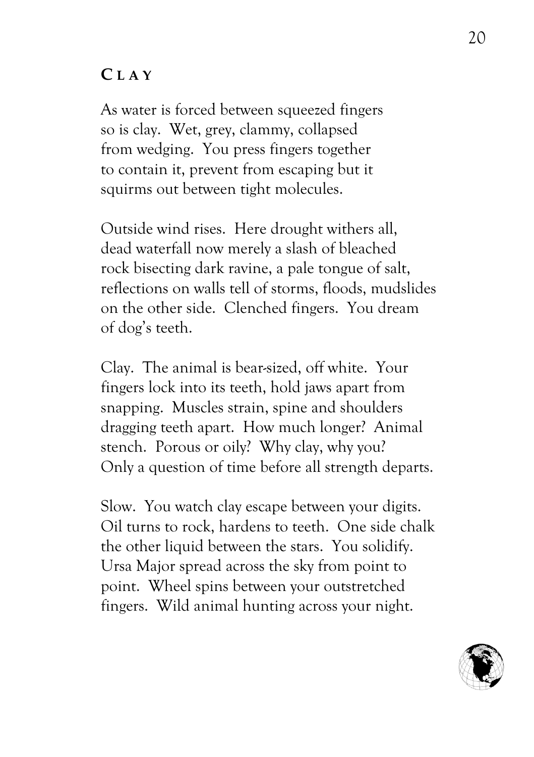## Clay

As water is forced between squeezed fingers
so is clay. Wet, grey, clammy, collapsed
from wedging. You press fingers together
to contain it, prevent from escaping but it
squirms out between tight molecules.

Outside wind rises. Here drought withers all,
dead waterfall now merely a slash of bleached
rock bisecting dark ravine, a pale tongue of salt,
reflections on walls tell of storms, floods, mudslides
on the other side. Clenched fingers. You dream
of dog's teeth.

Clay. The animal is bear-sized, off white. Your
fingers lock into its teeth, hold jaws apart from
snapping. Muscles strain, spine and shoulders
dragging teeth apart. How much longer? Animal
stench. Porous or oily? Why clay, why you?
Only a question of time before all strength departs.

Slow. You watch clay escape between your digits.
Oil turns to rock, hardens to teeth. One side chalk
the other liquid between the stars. You solidify.
Ursa Major spread across the sky from point to
point. Wheel spins between your outstretched
fingers. Wild animal hunting across your night.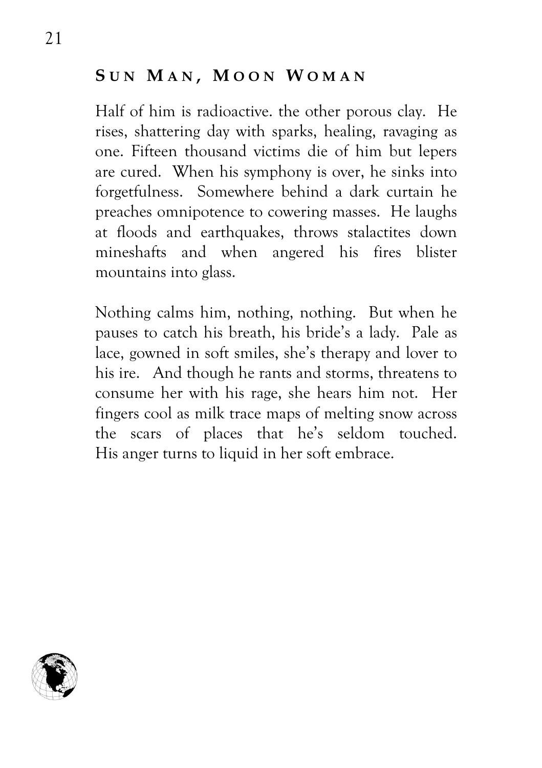## Sun Man, Moon Woman

Half of him is radioactive. the other porous clay. He rises, shattering day with sparks, healing, ravaging as one. Fifteen thousand victims die of him but lepers are cured. When his symphony is over, he sinks into forgetfulness. Somewhere behind a dark curtain he preaches omnipotence to cowering masses. He laughs at floods and earthquakes, throws stalactites down mineshafts and when angered his fires blister mountains into glass.

Nothing calms him, nothing, nothing. But when he pauses to catch his breath, his bride's a lady. Pale as lace, gowned in soft smiles, she's therapy and lover to his ire. And though he rants and storms, threatens to consume her with his rage, she hears him not. Her fingers cool as milk trace maps of melting snow across the scars of places that he's seldom touched. His anger turns to liquid in her soft embrace.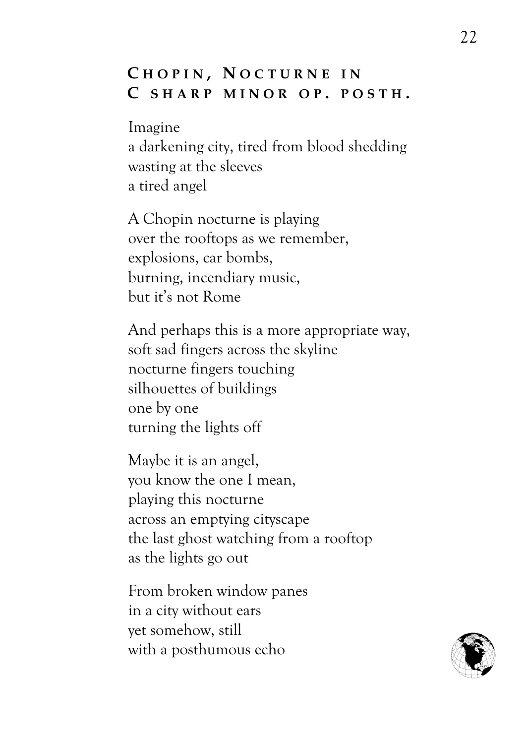## Chopin, Nocturne in C sharp minor op. posth.

Imagine  
a darkening city, tired from blood shedding  
wasting at the sleeves  
a tired angel

A Chopin nocturne is playing  
over the rooftops as we remember,  
explosions, car bombs,  
burning, incendiary music,  
but it's not Rome

And perhaps this is a more appropriate way,  
soft sad fingers across the skyline  
nocturne fingers touching  
silhouettes of buildings  
one by one  
turning the lights off

Maybe it is an angel,  
you know the one I mean,  
playing this nocturne  
across an emptying cityscape  
the last ghost watching from a rooftop  
as the lights go out

From broken window panes  
in a city without ears  
yet somehow, still  
with a posthumous echo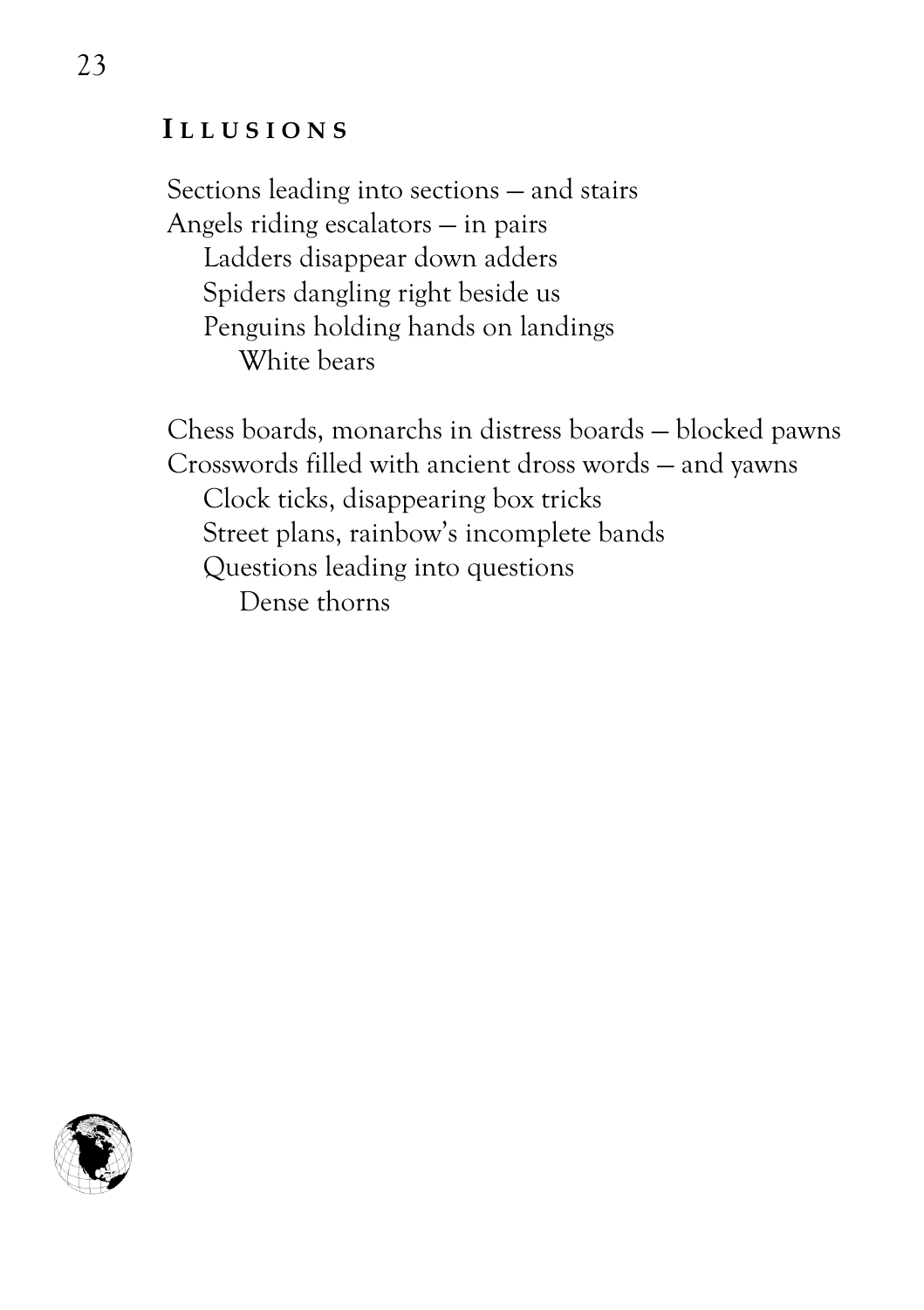## ILLUSIONS

Sections leading into sections — and stairs
Angels riding escalators — in pairs
    Ladders disappear down adders
    Spiders dangling right beside us
    Penguins holding hands on landings
        White bears

Chess boards, monarchs in distress boards — blocked pawns
Crosswords filled with ancient dross words — and yawns
    Clock ticks, disappearing box tricks
    Street plans, rainbow's incomplete bands
    Questions leading into questions
        Dense thorns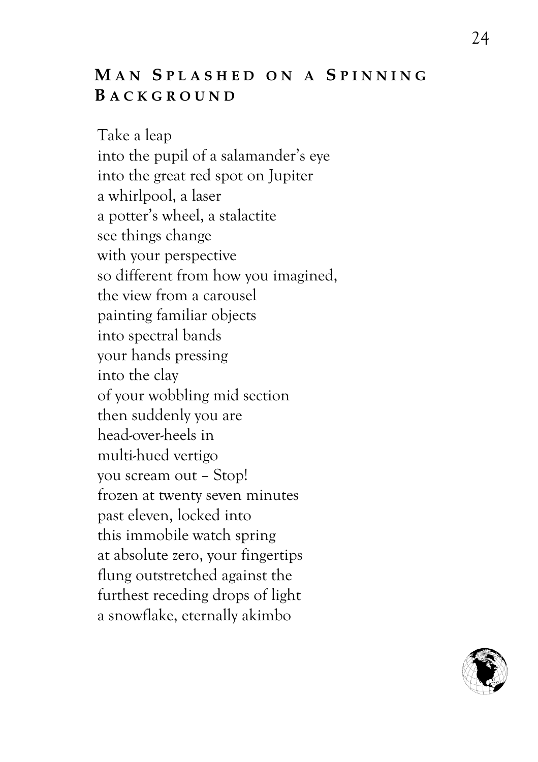## Man Splashed on a Spinning Background

Take a leap  
into the pupil of a salamander's eye  
into the great red spot on Jupiter  
a whirlpool, a laser  
a potter's wheel, a stalactite  
see things change  
with your perspective  
so different from how you imagined,  
the view from a carousel  
painting familiar objects  
into spectral bands  
your hands pressing  
into the clay  
of your wobbling mid section  
then suddenly you are  
head-over-heels in  
multi-hued vertigo  
you scream out – Stop!  
frozen at twenty seven minutes  
past eleven, locked into  
this immobile watch spring  
at absolute zero, your fingertips  
flung outstretched against the  
furthest receding drops of light  
a snowflake, eternally akimbo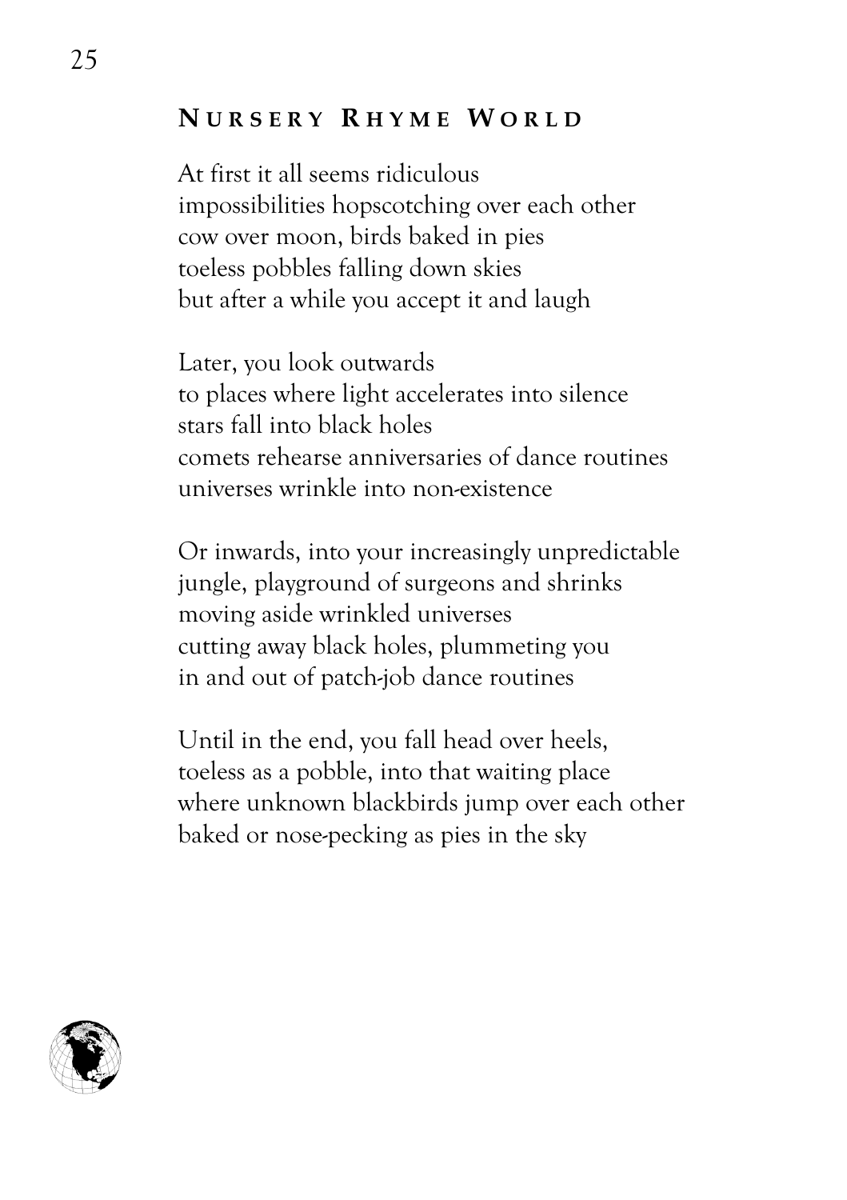## Nursery Rhyme World

At first it all seems ridiculous
impossibilities hopscotching over each other
cow over moon, birds baked in pies
toeless pobbles falling down skies
but after a while you accept it and laugh

Later, you look outwards
to places where light accelerates into silence
stars fall into black holes
comets rehearse anniversaries of dance routines
universes wrinkle into non-existence

Or inwards, into your increasingly unpredictable
jungle, playground of surgeons and shrinks
moving aside wrinkled universes
cutting away black holes, plummeting you
in and out of patch-job dance routines

Until in the end, you fall head over heels,
toeless as a pobble, into that waiting place
where unknown blackbirds jump over each other
baked or nose-pecking as pies in the sky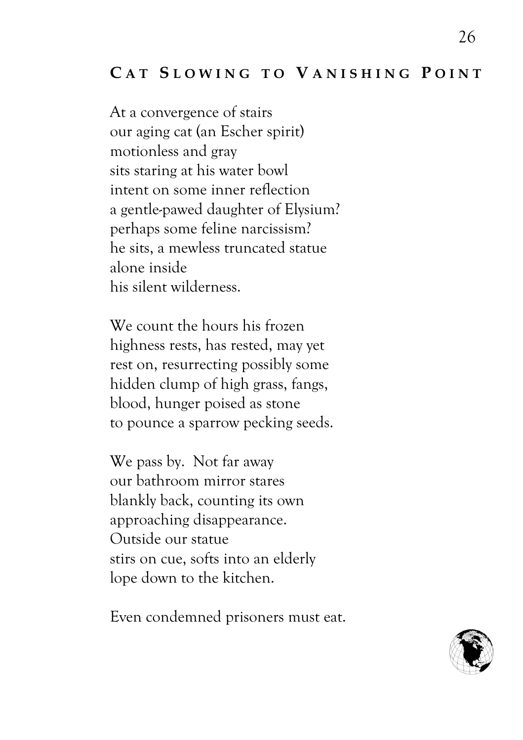## Cat Slowing to Vanishing Point

At a convergence of stairs  
our aging cat (an Escher spirit)  
motionless and gray  
sits staring at his water bowl  
intent on some inner reflection  
a gentle-pawed daughter of Elysium?  
perhaps some feline narcissism?  
he sits, a mewless truncated statue  
alone inside  
his silent wilderness.

We count the hours his frozen  
highness rests, has rested, may yet  
rest on, resurrecting possibly some  
hidden clump of high grass, fangs,  
blood, hunger poised as stone  
to pounce a sparrow pecking seeds.

We pass by.  Not far away  
our bathroom mirror stares  
blankly back, counting its own  
approaching disappearance.  
Outside our statue  
stirs on cue, softs into an elderly  
lope down to the kitchen.

Even condemned prisoners must eat.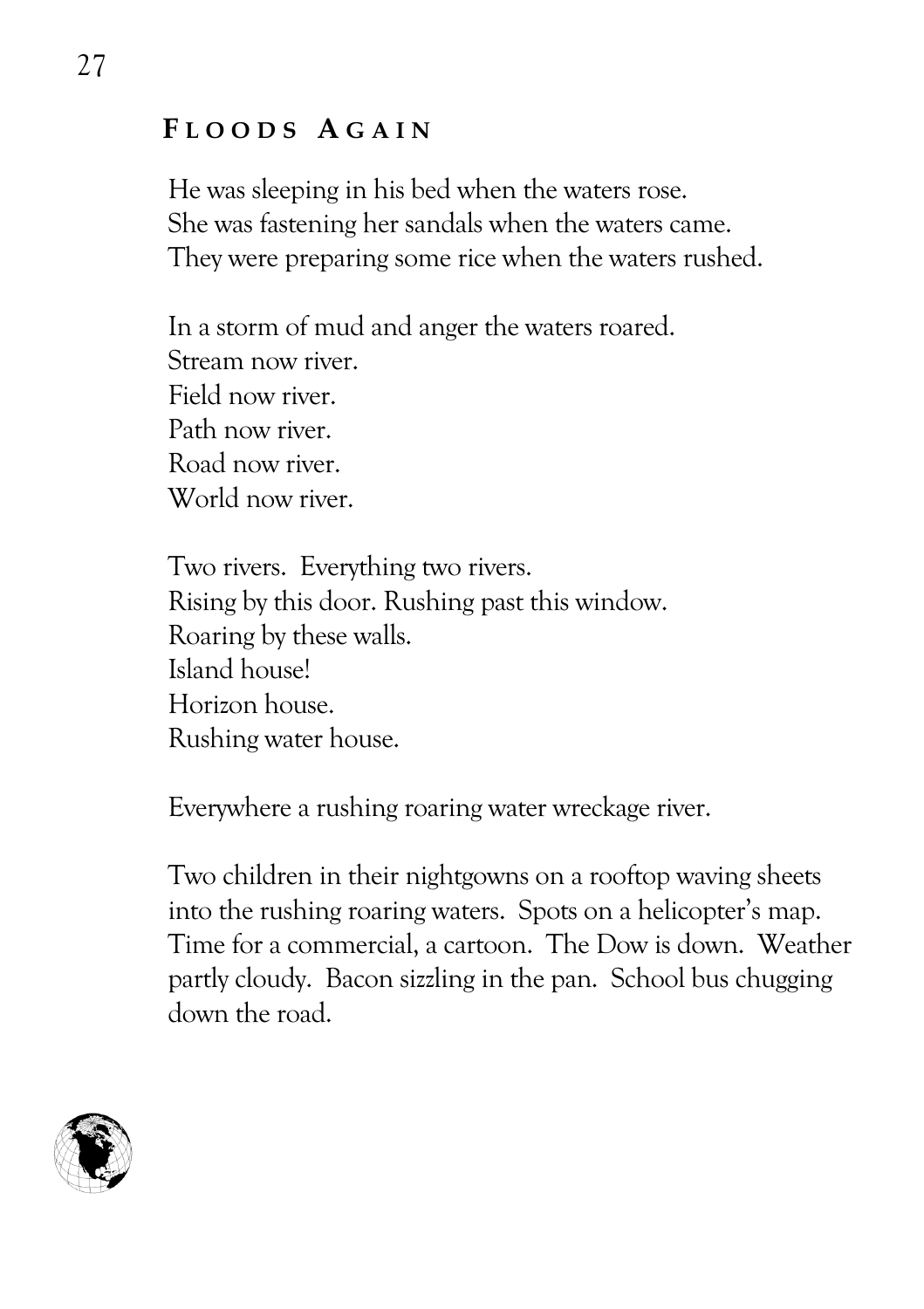## Floods Again

He was sleeping in his bed when the waters rose.
She was fastening her sandals when the waters came.
They were preparing some rice when the waters rushed.

In a storm of mud and anger the waters roared.
Stream now river.
Field now river.
Path now river.
Road now river.
World now river.

Two rivers. Everything two rivers.
Rising by this door. Rushing past this window.
Roaring by these walls.
Island house!
Horizon house.
Rushing water house.

Everywhere a rushing roaring water wreckage river.

Two children in their nightgowns on a rooftop waving sheets into the rushing roaring waters. Spots on a helicopter's map. Time for a commercial, a cartoon. The Dow is down. Weather partly cloudy. Bacon sizzling in the pan. School bus chugging down the road.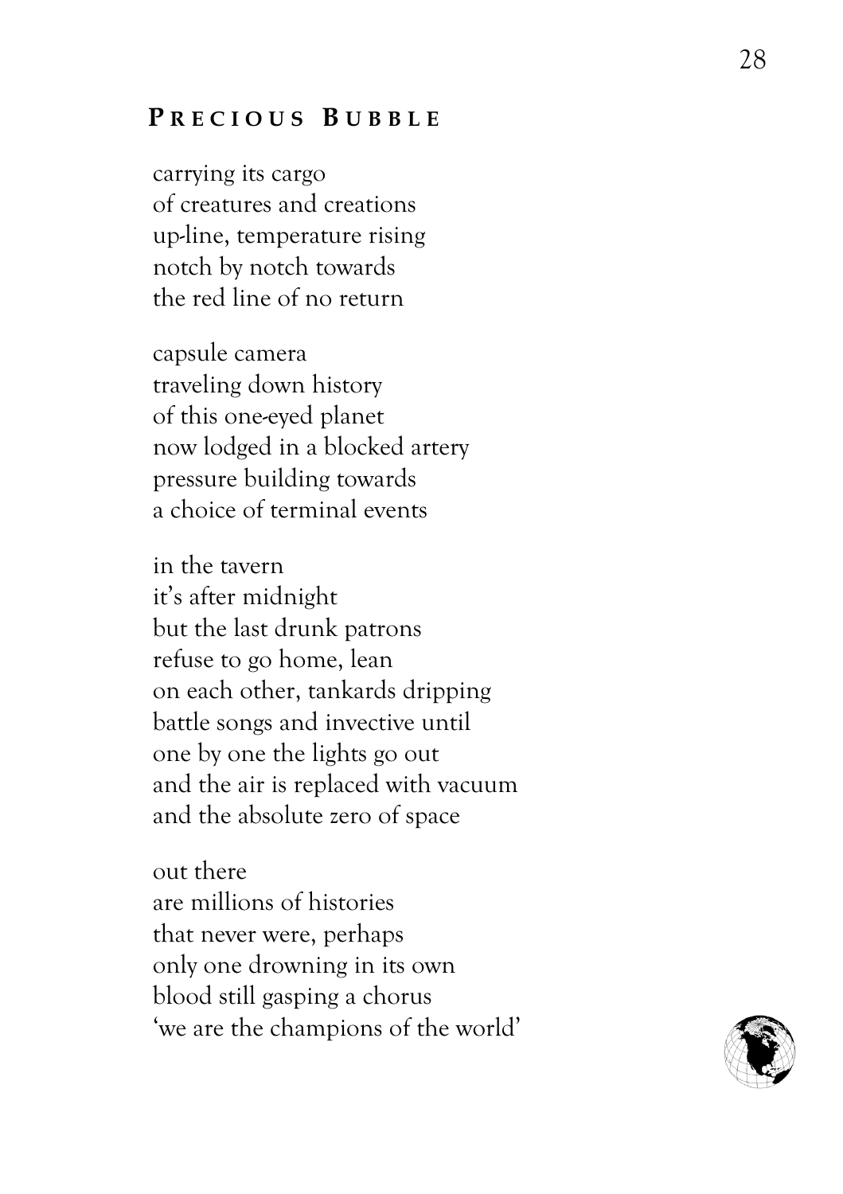## PRECIOUS BUBBLE

carrying its cargo  
of creatures and creations  
up-line, temperature rising  
notch by notch towards  
the red line of no return

capsule camera  
traveling down history  
of this one-eyed planet  
now lodged in a blocked artery  
pressure building towards  
a choice of terminal events

in the tavern  
it's after midnight  
but the last drunk patrons  
refuse to go home, lean  
on each other, tankards dripping  
battle songs and invective until  
one by one the lights go out  
and the air is replaced with vacuum  
and the absolute zero of space

out there  
are millions of histories  
that never were, perhaps  
only one drowning in its own  
blood still gasping a chorus  
'we are the champions of the world'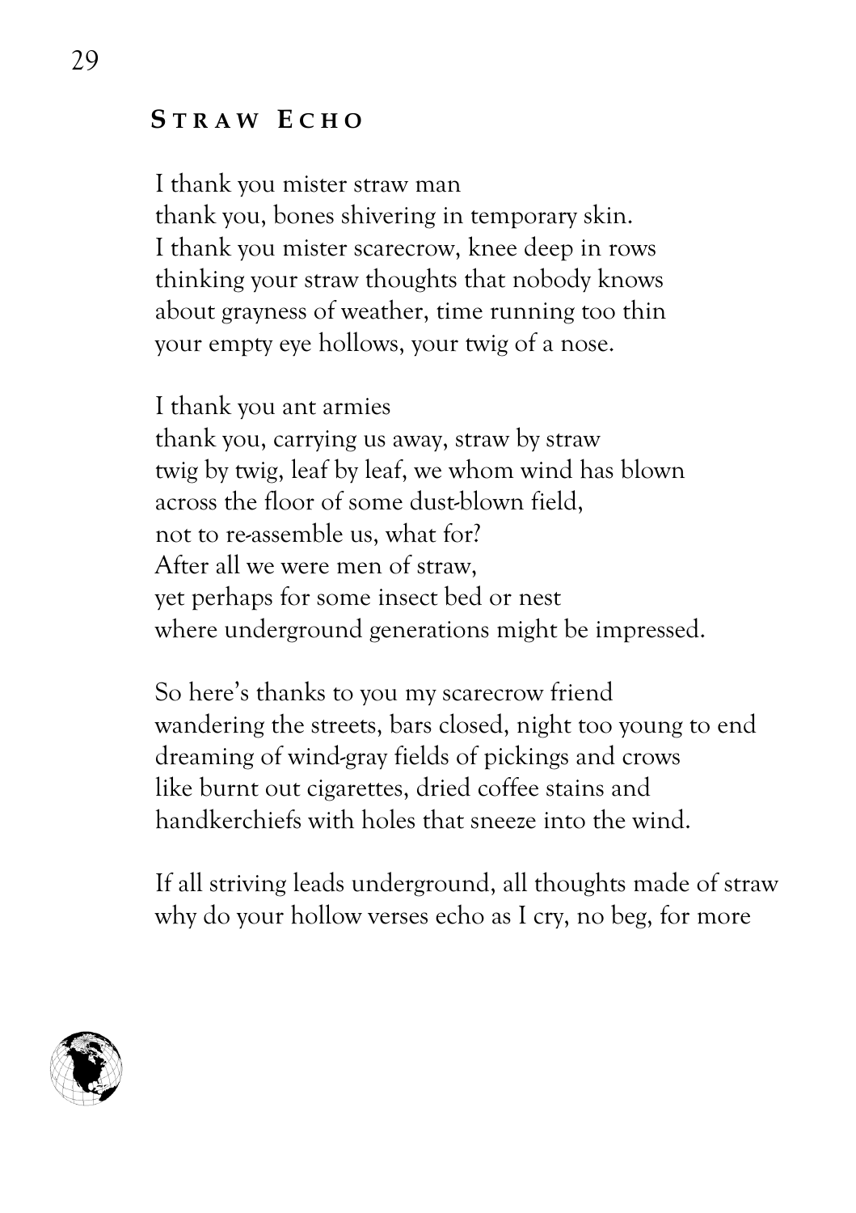## Straw Echo

I thank you mister straw man  
thank you, bones shivering in temporary skin.  
I thank you mister scarecrow, knee deep in rows  
thinking your straw thoughts that nobody knows  
about grayness of weather, time running too thin  
your empty eye hollows, your twig of a nose.

I thank you ant armies  
thank you, carrying us away, straw by straw  
twig by twig, leaf by leaf, we whom wind has blown  
across the floor of some dust-blown field,  
not to re-assemble us, what for?  
After all we were men of straw,  
yet perhaps for some insect bed or nest  
where underground generations might be impressed.

So here's thanks to you my scarecrow friend  
wandering the streets, bars closed, night too young to end  
dreaming of wind-gray fields of pickings and crows  
like burnt out cigarettes, dried coffee stains and  
handkerchiefs with holes that sneeze into the wind.

If all striving leads underground, all thoughts made of straw  
why do your hollow verses echo as I cry, no beg, for more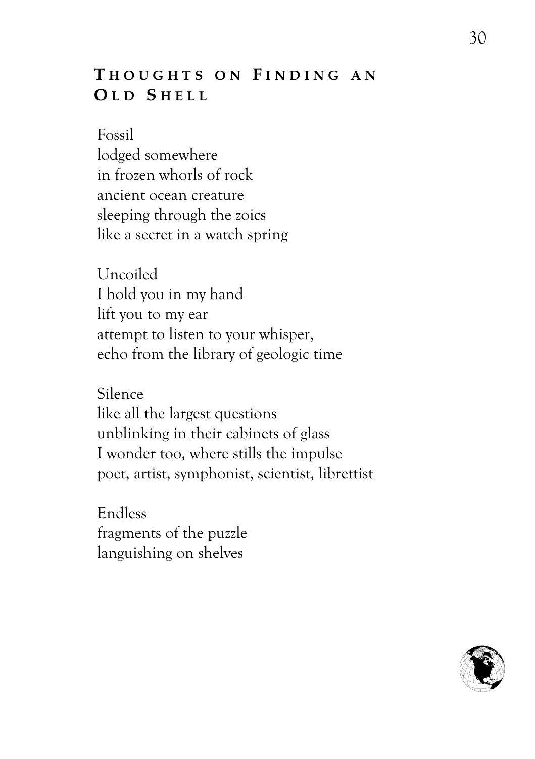## Thoughts on Finding an Old Shell

Fossil  
lodged somewhere  
in frozen whorls of rock  
ancient ocean creature  
sleeping through the zoics  
like a secret in a watch spring

Uncoiled  
I hold you in my hand  
lift you to my ear  
attempt to listen to your whisper,  
echo from the library of geologic time

Silence  
like all the largest questions  
unblinking in their cabinets of glass  
I wonder too, where stills the impulse  
poet, artist, symphonist, scientist, librettist

Endless  
fragments of the puzzle  
languishing on shelves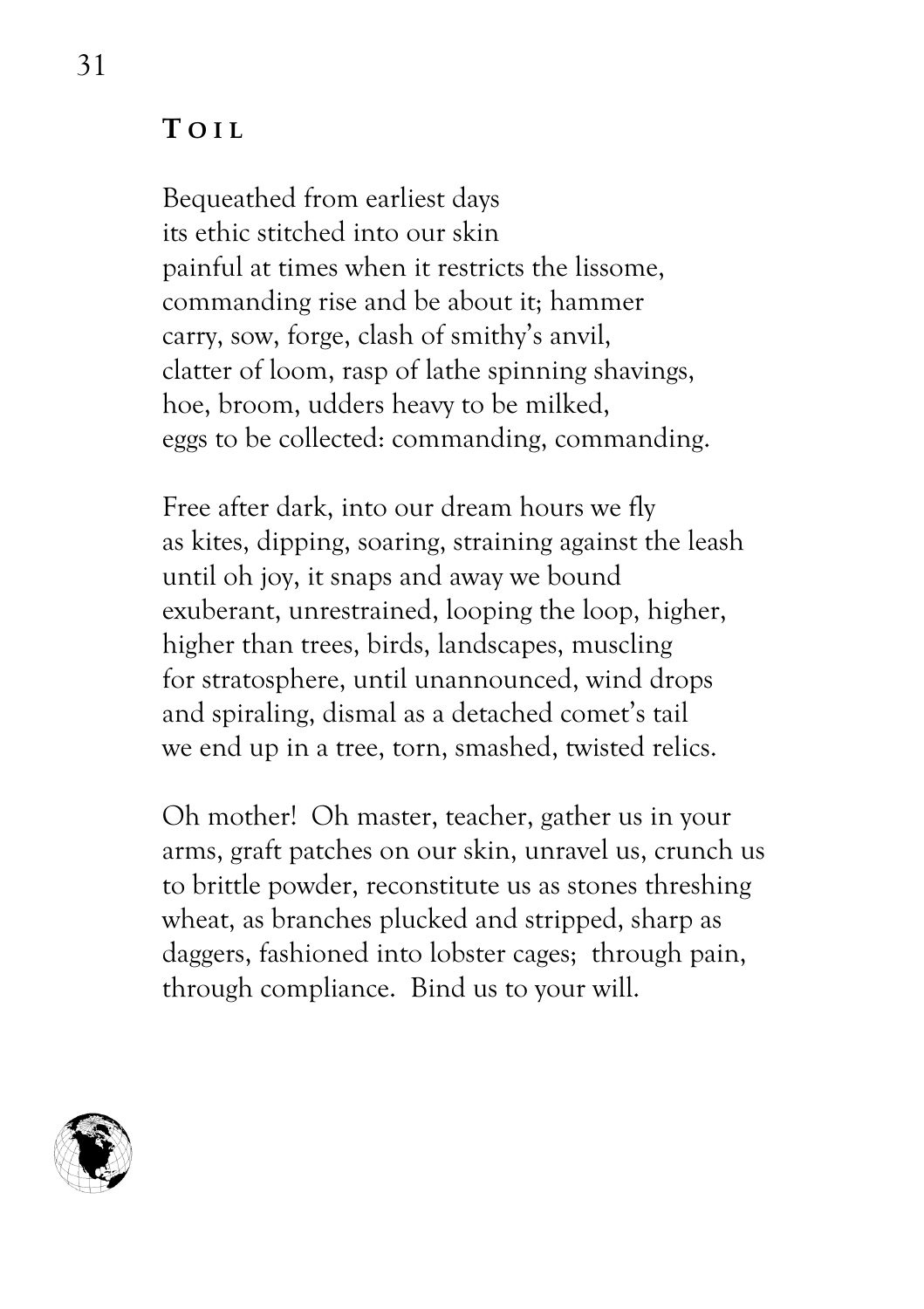## Toil

Bequeathed from earliest days  
its ethic stitched into our skin  
painful at times when it restricts the lissome,  
commanding rise and be about it; hammer  
carry, sow, forge, clash of smithy's anvil,  
clatter of loom, rasp of lathe spinning shavings,  
hoe, broom, udders heavy to be milked,  
eggs to be collected: commanding, commanding.

Free after dark, into our dream hours we fly  
as kites, dipping, soaring, straining against the leash  
until oh joy, it snaps and away we bound  
exuberant, unrestrained, looping the loop, higher,  
higher than trees, birds, landscapes, muscling  
for stratosphere, until unannounced, wind drops  
and spiraling, dismal as a detached comet's tail  
we end up in a tree, torn, smashed, twisted relics.

Oh mother! Oh master, teacher, gather us in your  
arms, graft patches on our skin, unravel us, crunch us  
to brittle powder, reconstitute us as stones threshing  
wheat, as branches plucked and stripped, sharp as  
daggers, fashioned into lobster cages; through pain,  
through compliance. Bind us to your will.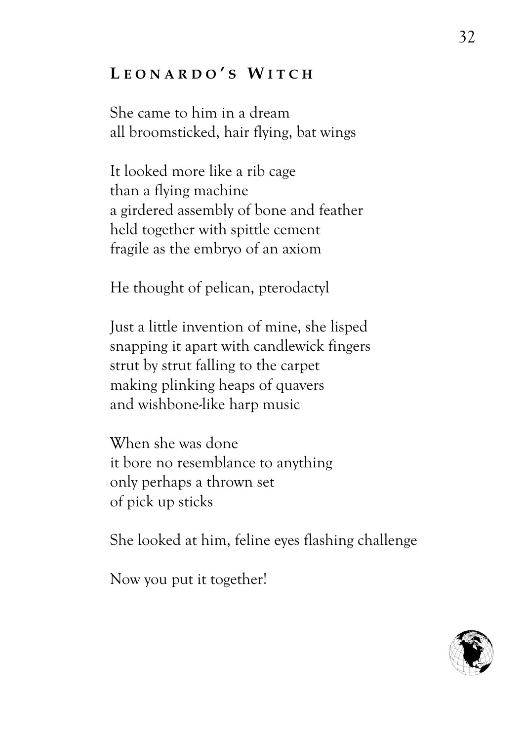## Leonardo's Witch

She came to him in a dream  
all broomsticked, hair flying, bat wings

It looked more like a rib cage  
than a flying machine  
a girdered assembly of bone and feather  
held together with spittle cement  
fragile as the embryo of an axiom

He thought of pelican, pterodactyl

Just a little invention of mine, she lisped  
snapping it apart with candlewick fingers  
strut by strut falling to the carpet  
making plinking heaps of quavers  
and wishbone-like harp music

When she was done  
it bore no resemblance to anything  
only perhaps a thrown set  
of pick up sticks

She looked at him, feline eyes flashing challenge

Now you put it together!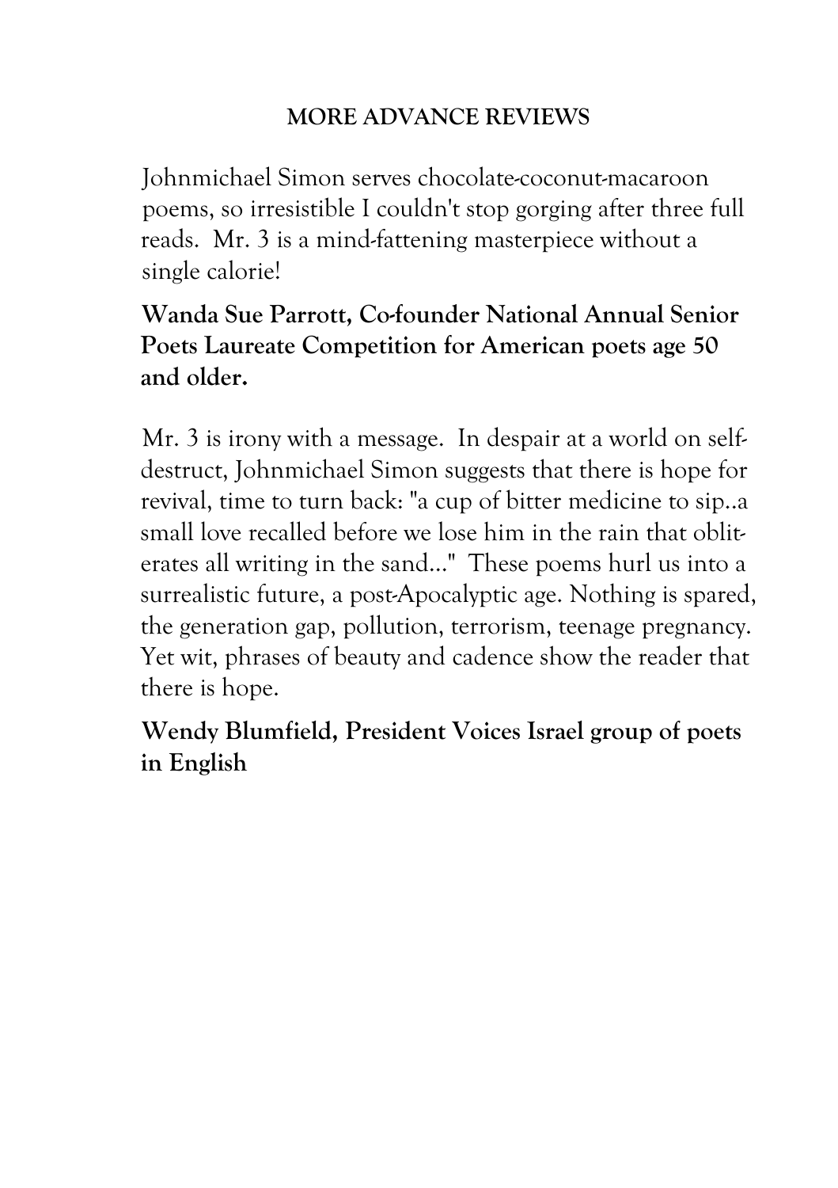## MORE ADVANCE REVIEWS

Johnmichael Simon serves chocolate-coconut-macaroon poems, so irresistible I couldn't stop gorging after three full reads. Mr. 3 is a mind-fattening masterpiece without a single calorie!

**Wanda Sue Parrott, Co-founder National Annual Senior Poets Laureate Competition for American poets age 50 and older.**

Mr. 3 is irony with a message. In despair at a world on self-destruct, Johnmichael Simon suggests that there is hope for revival, time to turn back: "a cup of bitter medicine to sip..a small love recalled before we lose him in the rain that obliterates all writing in the sand..." These poems hurl us into a surrealistic future, a post-Apocalyptic age. Nothing is spared, the generation gap, pollution, terrorism, teenage pregnancy. Yet wit, phrases of beauty and cadence show the reader that there is hope.

**Wendy Blumfield, President Voices Israel group of poets in English**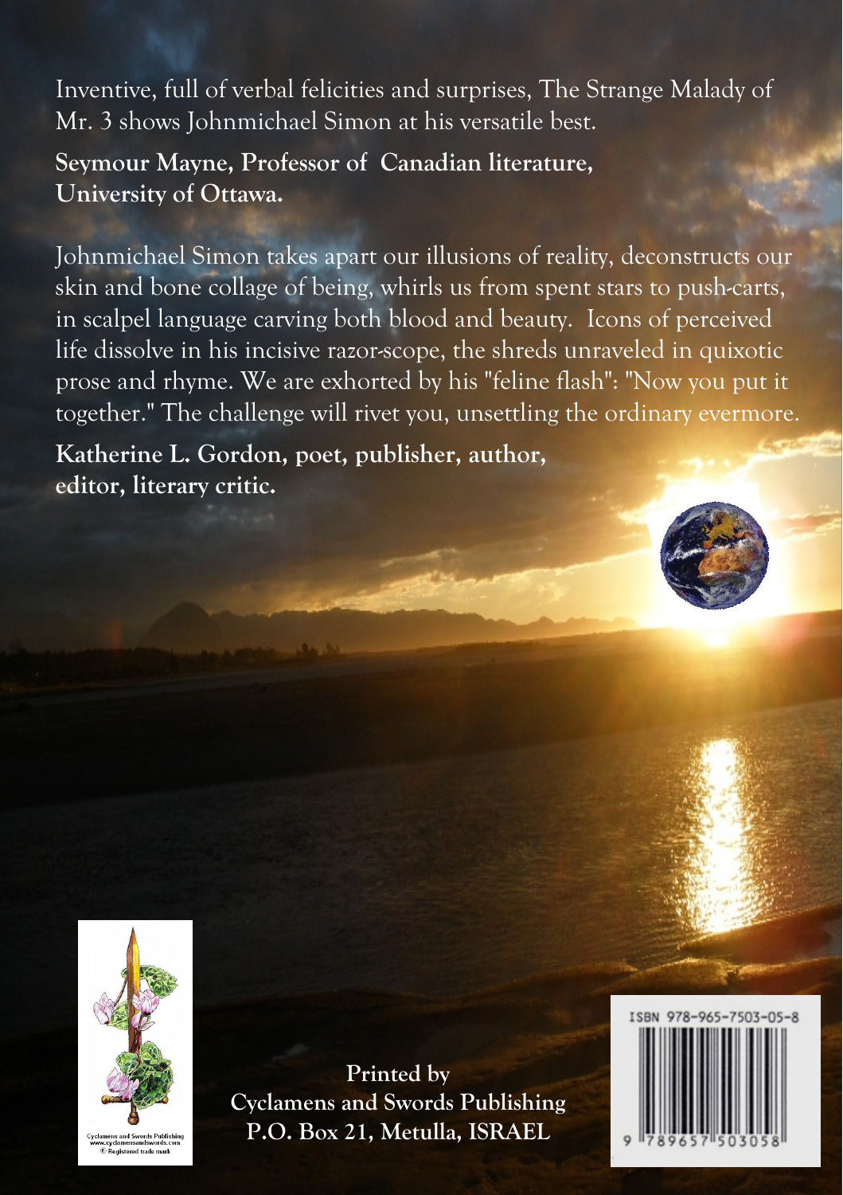Inventive, full of verbal felicities and surprises, The Strange Malady of Mr. 3 shows Johnmichael Simon at his versatile best.

**Seymour Mayne, Professor of Canadian literature, University of Ottawa.**

Johnmichael Simon takes apart our illusions of reality, deconstructs our skin and bone collage of being, whirls us from spent stars to push-carts, in scalpel language carving both blood and beauty. Icons of perceived life dissolve in his incisive razor-scope, the shreds unraveled in quixotic prose and rhyme. We are exhorted by his "feline flash": "Now you put it together." The challenge will rivet you, unsettling the ordinary evermore.

**Katherine L. Gordon, poet, publisher, author, editor, literary critic.**

Cyclamens and Swords Publishing
www.cyclamensandswords.com
® Registered trade mark

**Printed by**
**Cyclamens and Swords Publishing**
**P.O. Box 21, Metulla, ISRAEL**

ISBN 978-965-7503-05-8

9 789657 503058